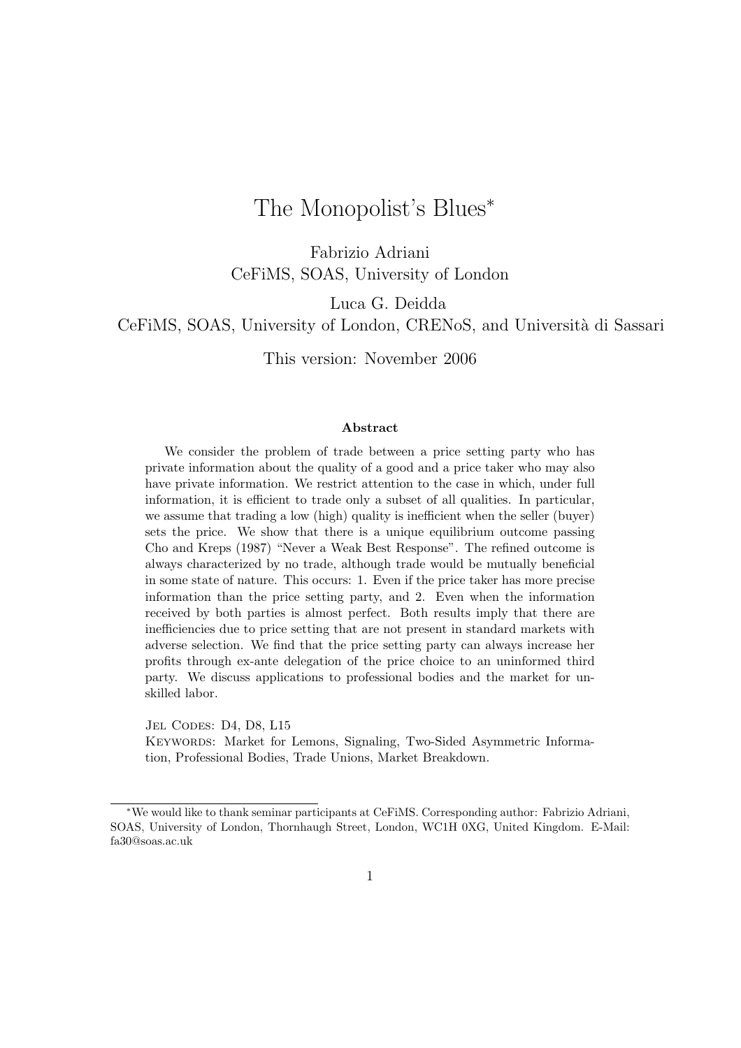# The Monopolist's Blues*

Fabrizio Adriani
CeFiMS, SOAS, University of London

Luca G. Deidda
CeFiMS, SOAS, University of London, CRENoS, and Università di Sassari

This version: November 2006

### Abstract

We consider the problem of trade between a price setting party who has private information about the quality of a good and a price taker who may also have private information. We restrict attention to the case in which, under full information, it is efficient to trade only a subset of all qualities. In particular, we assume that trading a low (high) quality is inefficient when the seller (buyer) sets the price. We show that there is a unique equilibrium outcome passing Cho and Kreps (1987) "Never a Weak Best Response". The refined outcome is always characterized by no trade, although trade would be mutually beneficial in some state of nature. This occurs: 1. Even if the price taker has more precise information than the price setting party, and 2. Even when the information received by both parties is almost perfect. Both results imply that there are inefficiencies due to price setting that are not present in standard markets with adverse selection. We find that the price setting party can always increase her profits through ex-ante delegation of the price choice to an uninformed third party. We discuss applications to professional bodies and the market for unskilled labor.

Jel Codes: D4, D8, L15

Keywords: Market for Lemons, Signaling, Two-Sided Asymmetric Information, Professional Bodies, Trade Unions, Market Breakdown.

---

*We would like to thank seminar participants at CeFiMS. Corresponding author: Fabrizio Adriani, SOAS, University of London, Thornhaugh Street, London, WC1H 0XG, United Kingdom. E-Mail: fa30@soas.ac.uk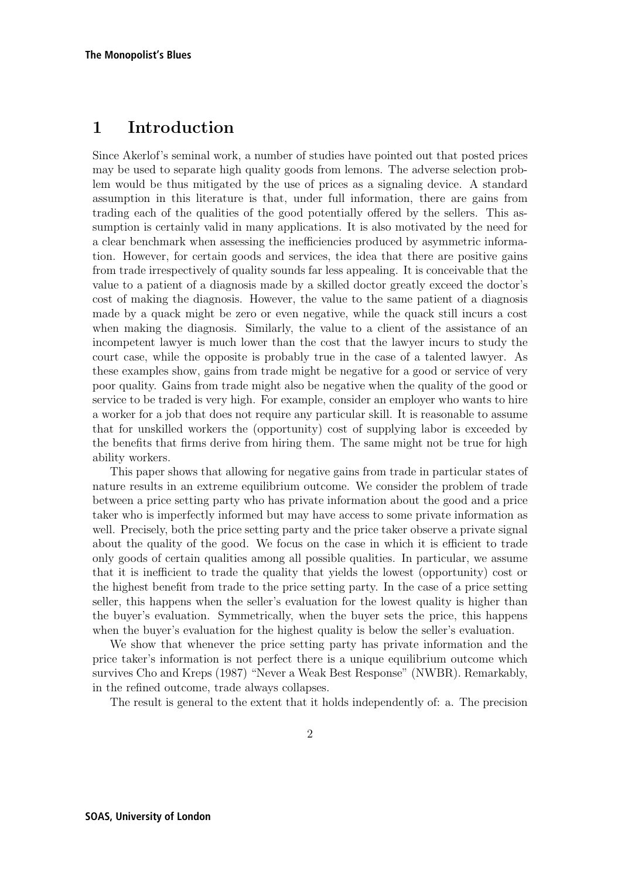# 1 Introduction

Since Akerlof's seminal work, a number of studies have pointed out that posted prices may be used to separate high quality goods from lemons. The adverse selection problem would be thus mitigated by the use of prices as a signaling device. A standard assumption in this literature is that, under full information, there are gains from trading each of the qualities of the good potentially offered by the sellers. This assumption is certainly valid in many applications. It is also motivated by the need for a clear benchmark when assessing the inefficiencies produced by asymmetric information. However, for certain goods and services, the idea that there are positive gains from trade irrespectively of quality sounds far less appealing. It is conceivable that the value to a patient of a diagnosis made by a skilled doctor greatly exceed the doctor's cost of making the diagnosis. However, the value to the same patient of a diagnosis made by a quack might be zero or even negative, while the quack still incurs a cost when making the diagnosis. Similarly, the value to a client of the assistance of an incompetent lawyer is much lower than the cost that the lawyer incurs to study the court case, while the opposite is probably true in the case of a talented lawyer. As these examples show, gains from trade might be negative for a good or service of very poor quality. Gains from trade might also be negative when the quality of the good or service to be traded is very high. For example, consider an employer who wants to hire a worker for a job that does not require any particular skill. It is reasonable to assume that for unskilled workers the (opportunity) cost of supplying labor is exceeded by the benefits that firms derive from hiring them. The same might not be true for high ability workers.

This paper shows that allowing for negative gains from trade in particular states of nature results in an extreme equilibrium outcome. We consider the problem of trade between a price setting party who has private information about the good and a price taker who is imperfectly informed but may have access to some private information as well. Precisely, both the price setting party and the price taker observe a private signal about the quality of the good. We focus on the case in which it is efficient to trade only goods of certain qualities among all possible qualities. In particular, we assume that it is inefficient to trade the quality that yields the lowest (opportunity) cost or the highest benefit from trade to the price setting party. In the case of a price setting seller, this happens when the seller's evaluation for the lowest quality is higher than the buyer's evaluation. Symmetrically, when the buyer sets the price, this happens when the buyer's evaluation for the highest quality is below the seller's evaluation.

We show that whenever the price setting party has private information and the price taker's information is not perfect there is a unique equilibrium outcome which survives Cho and Kreps (1987) "Never a Weak Best Response" (NWBR). Remarkably, in the refined outcome, trade always collapses.

The result is general to the extent that it holds independently of: a. The precision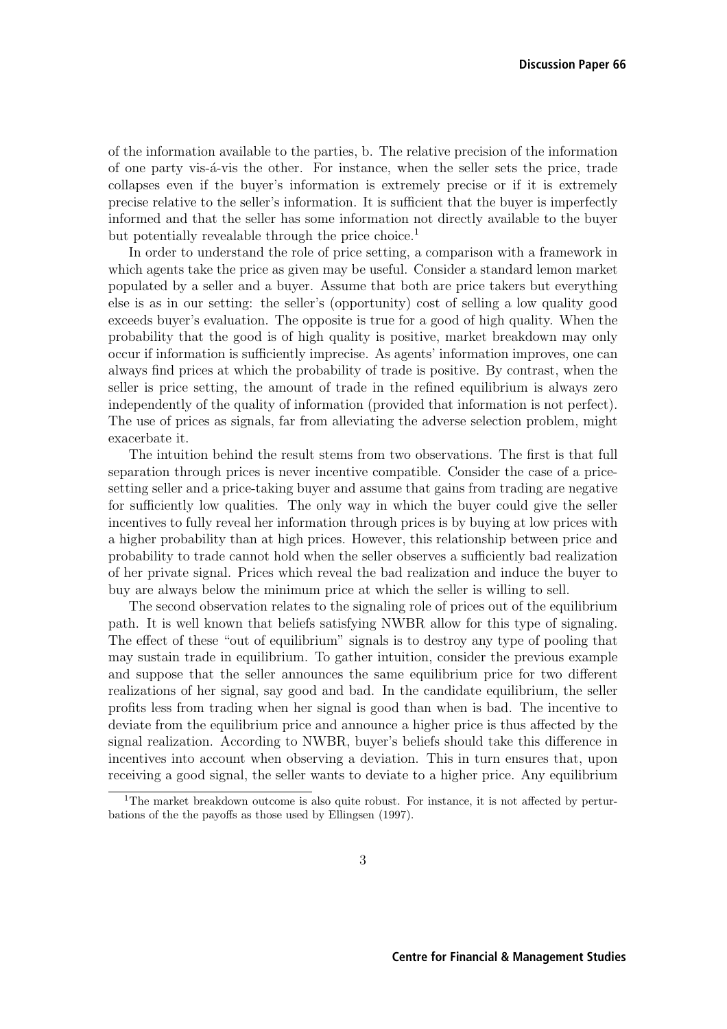of the information available to the parties, b. The relative precision of the information of one party vis-á-vis the other. For instance, when the seller sets the price, trade collapses even if the buyer's information is extremely precise or if it is extremely precise relative to the seller's information. It is sufficient that the buyer is imperfectly informed and that the seller has some information not directly available to the buyer but potentially revealable through the price choice.[1]

In order to understand the role of price setting, a comparison with a framework in which agents take the price as given may be useful. Consider a standard lemon market populated by a seller and a buyer. Assume that both are price takers but everything else is as in our setting: the seller's (opportunity) cost of selling a low quality good exceeds buyer's evaluation. The opposite is true for a good of high quality. When the probability that the good is of high quality is positive, market breakdown may only occur if information is sufficiently imprecise. As agents' information improves, one can always find prices at which the probability of trade is positive. By contrast, when the seller is price setting, the amount of trade in the refined equilibrium is always zero independently of the quality of information (provided that information is not perfect). The use of prices as signals, far from alleviating the adverse selection problem, might exacerbate it.

The intuition behind the result stems from two observations. The first is that full separation through prices is never incentive compatible. Consider the case of a price-setting seller and a price-taking buyer and assume that gains from trading are negative for sufficiently low qualities. The only way in which the buyer could give the seller incentives to fully reveal her information through prices is by buying at low prices with a higher probability than at high prices. However, this relationship between price and probability to trade cannot hold when the seller observes a sufficiently bad realization of her private signal. Prices which reveal the bad realization and induce the buyer to buy are always below the minimum price at which the seller is willing to sell.

The second observation relates to the signaling role of prices out of the equilibrium path. It is well known that beliefs satisfying NWBR allow for this type of signaling. The effect of these "out of equilibrium" signals is to destroy any type of pooling that may sustain trade in equilibrium. To gather intuition, consider the previous example and suppose that the seller announces the same equilibrium price for two different realizations of her signal, say good and bad. In the candidate equilibrium, the seller profits less from trading when her signal is good than when is bad. The incentive to deviate from the equilibrium price and announce a higher price is thus affected by the signal realization. According to NWBR, buyer's beliefs should take this difference in incentives into account when observing a deviation. This in turn ensures that, upon receiving a good signal, the seller wants to deviate to a higher price. Any equilibrium

[1] The market breakdown outcome is also quite robust. For instance, it is not affected by perturbations of the the payoffs as those used by Ellingsen (1997).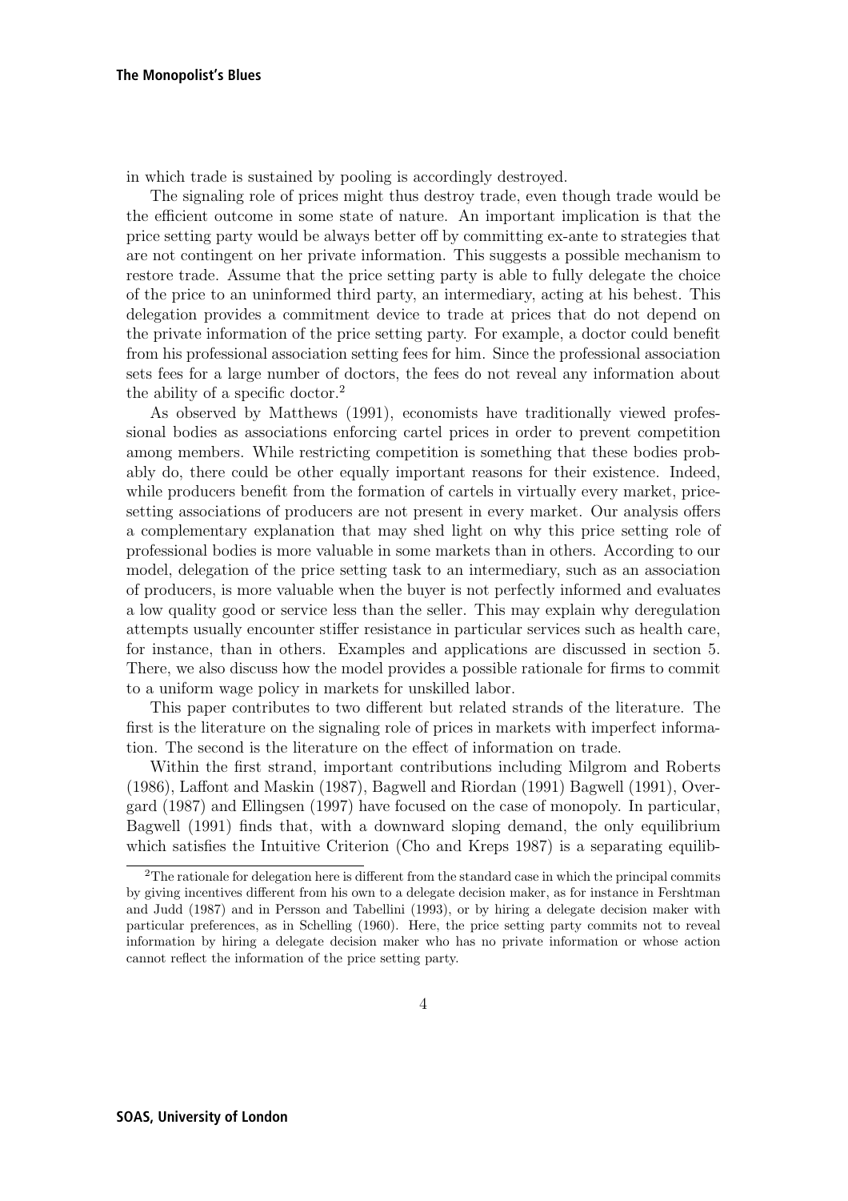in which trade is sustained by pooling is accordingly destroyed.

The signaling role of prices might thus destroy trade, even though trade would be the efficient outcome in some state of nature. An important implication is that the price setting party would be always better off by committing ex-ante to strategies that are not contingent on her private information. This suggests a possible mechanism to restore trade. Assume that the price setting party is able to fully delegate the choice of the price to an uninformed third party, an intermediary, acting at his behest. This delegation provides a commitment device to trade at prices that do not depend on the private information of the price setting party. For example, a doctor could benefit from his professional association setting fees for him. Since the professional association sets fees for a large number of doctors, the fees do not reveal any information about the ability of a specific doctor.[2]

As observed by Matthews (1991), economists have traditionally viewed professional bodies as associations enforcing cartel prices in order to prevent competition among members. While restricting competition is something that these bodies probably do, there could be other equally important reasons for their existence. Indeed, while producers benefit from the formation of cartels in virtually every market, price-setting associations of producers are not present in every market. Our analysis offers a complementary explanation that may shed light on why this price setting role of professional bodies is more valuable in some markets than in others. According to our model, delegation of the price setting task to an intermediary, such as an association of producers, is more valuable when the buyer is not perfectly informed and evaluates a low quality good or service less than the seller. This may explain why deregulation attempts usually encounter stiffer resistance in particular services such as health care, for instance, than in others. Examples and applications are discussed in section 5. There, we also discuss how the model provides a possible rationale for firms to commit to a uniform wage policy in markets for unskilled labor.

This paper contributes to two different but related strands of the literature. The first is the literature on the signaling role of prices in markets with imperfect information. The second is the literature on the effect of information on trade.

Within the first strand, important contributions including Milgrom and Roberts (1986), Laffont and Maskin (1987), Bagwell and Riordan (1991) Bagwell (1991), Overgard (1987) and Ellingsen (1997) have focused on the case of monopoly. In particular, Bagwell (1991) finds that, with a downward sloping demand, the only equilibrium which satisfies the Intuitive Criterion (Cho and Kreps 1987) is a separating equilib-

[2]The rationale for delegation here is different from the standard case in which the principal commits by giving incentives different from his own to a delegate decision maker, as for instance in Fershtman and Judd (1987) and in Persson and Tabellini (1993), or by hiring a delegate decision maker with particular preferences, as in Schelling (1960). Here, the price setting party commits not to reveal information by hiring a delegate decision maker who has no private information or whose action cannot reflect the information of the price setting party.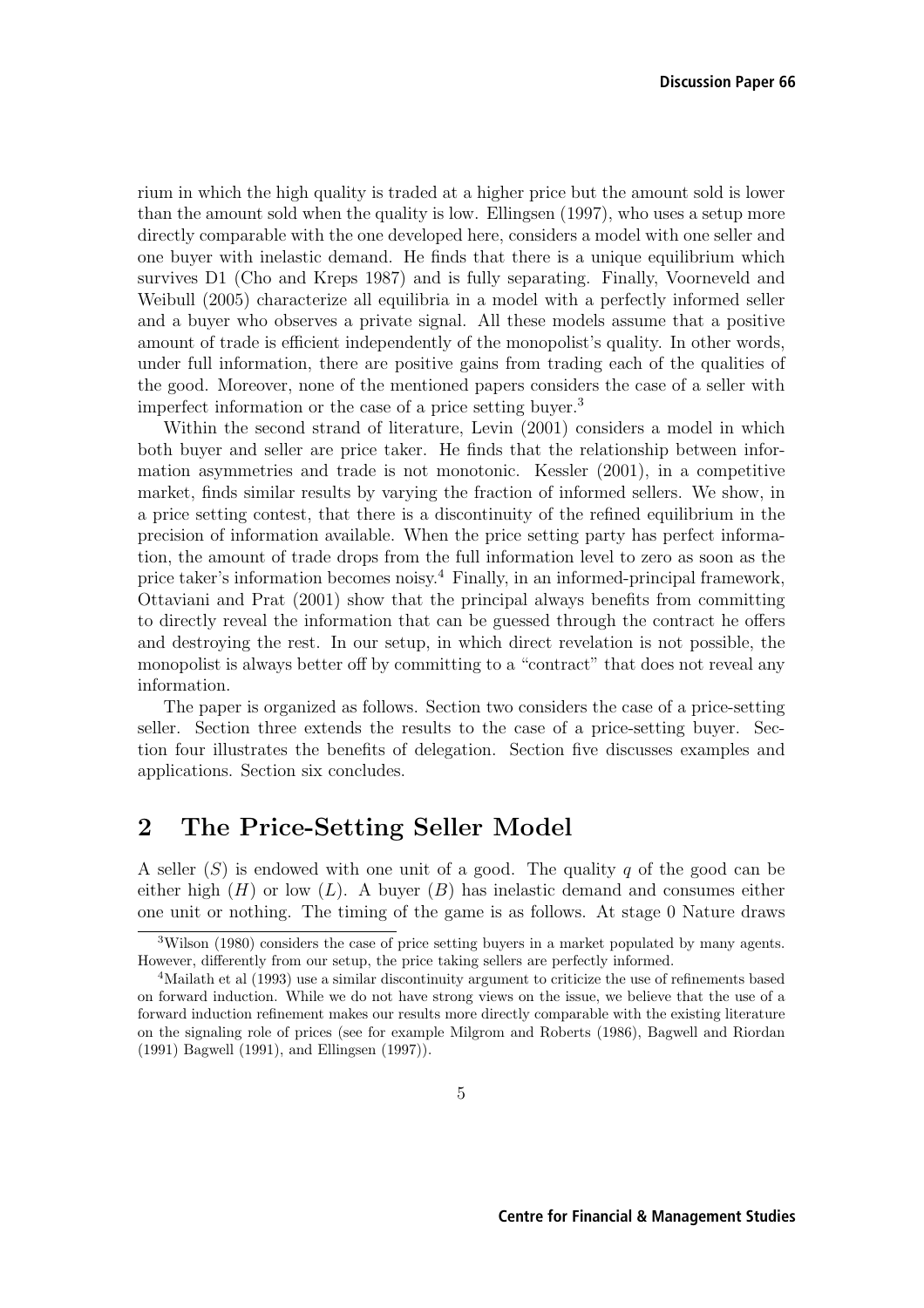rium in which the high quality is traded at a higher price but the amount sold is lower than the amount sold when the quality is low. Ellingsen (1997), who uses a setup more directly comparable with the one developed here, considers a model with one seller and one buyer with inelastic demand. He finds that there is a unique equilibrium which survives D1 (Cho and Kreps 1987) and is fully separating. Finally, Voorneveld and Weibull (2005) characterize all equilibria in a model with a perfectly informed seller and a buyer who observes a private signal. All these models assume that a positive amount of trade is efficient independently of the monopolist's quality. In other words, under full information, there are positive gains from trading each of the qualities of the good. Moreover, none of the mentioned papers considers the case of a seller with imperfect information or the case of a price setting buyer.[3]

Within the second strand of literature, Levin (2001) considers a model in which both buyer and seller are price taker. He finds that the relationship between information asymmetries and trade is not monotonic. Kessler (2001), in a competitive market, finds similar results by varying the fraction of informed sellers. We show, in a price setting contest, that there is a discontinuity of the refined equilibrium in the precision of information available. When the price setting party has perfect information, the amount of trade drops from the full information level to zero as soon as the price taker's information becomes noisy.[4] Finally, in an informed-principal framework, Ottaviani and Prat (2001) show that the principal always benefits from committing to directly reveal the information that can be guessed through the contract he offers and destroying the rest. In our setup, in which direct revelation is not possible, the monopolist is always better off by committing to a "contract" that does not reveal any information.

The paper is organized as follows. Section two considers the case of a price-setting seller. Section three extends the results to the case of a price-setting buyer. Section four illustrates the benefits of delegation. Section five discusses examples and applications. Section six concludes.

## 2 The Price-Setting Seller Model

A seller ($S$) is endowed with one unit of a good. The quality $q$ of the good can be either high ($H$) or low ($L$). A buyer ($B$) has inelastic demand and consumes either one unit or nothing. The timing of the game is as follows. At stage 0 Nature draws

---

[3] Wilson (1980) considers the case of price setting buyers in a market populated by many agents. However, differently from our setup, the price taking sellers are perfectly informed.

[4] Mailath et al (1993) use a similar discontinuity argument to criticize the use of refinements based on forward induction. While we do not have strong views on the issue, we believe that the use of a forward induction refinement makes our results more directly comparable with the existing literature on the signaling role of prices (see for example Milgrom and Roberts (1986), Bagwell and Riordan (1991) Bagwell (1991), and Ellingsen (1997)).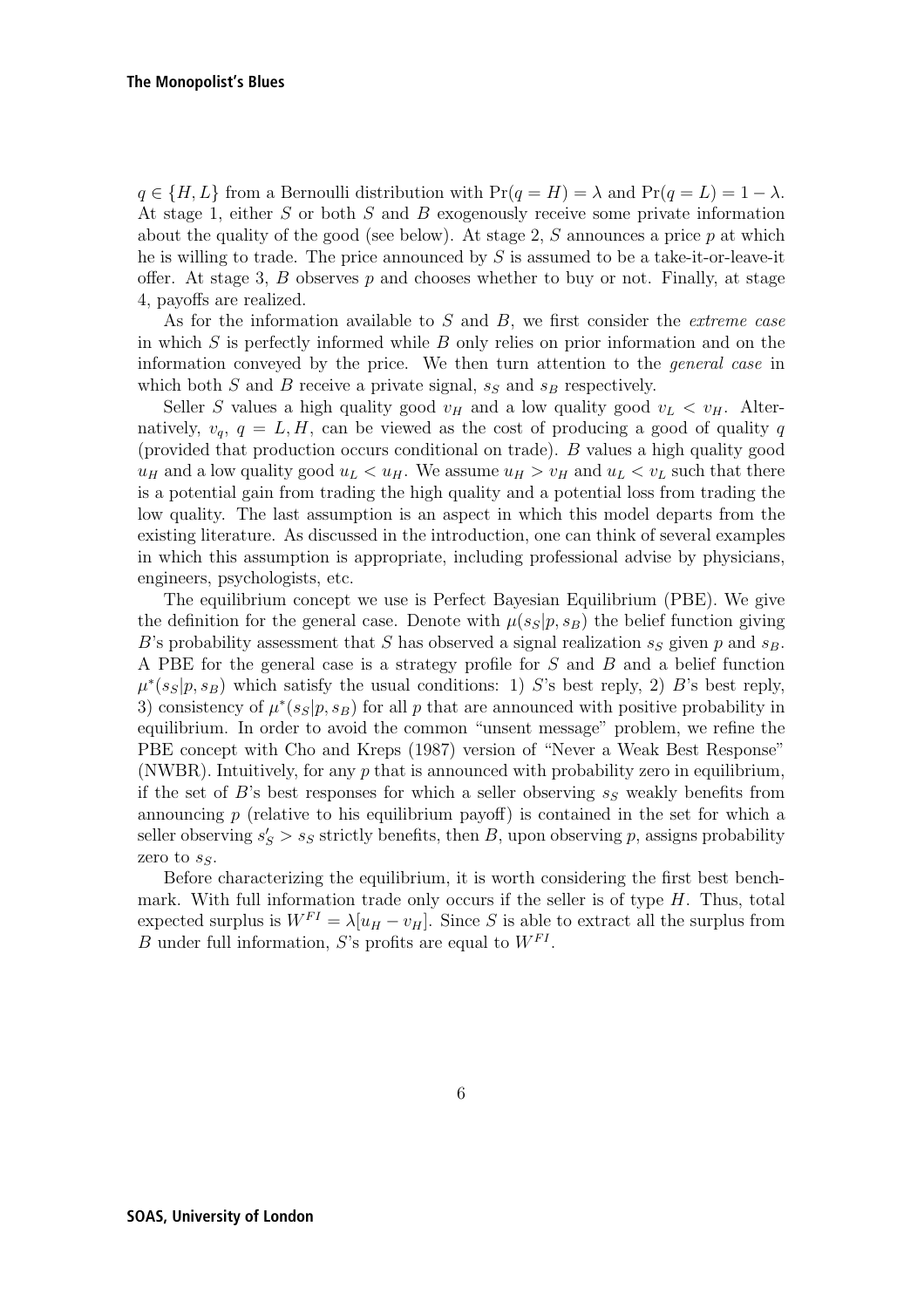$q \in \{H, L\}$ from a Bernoulli distribution with $\Pr(q = H) = \lambda$ and $\Pr(q = L) = 1 - \lambda$. At stage 1, either $S$ or both $S$ and $B$ exogenously receive some private information about the quality of the good (see below). At stage 2, $S$ announces a price $p$ at which he is willing to trade. The price announced by $S$ is assumed to be a take-it-or-leave-it offer. At stage 3, $B$ observes $p$ and chooses whether to buy or not. Finally, at stage 4, payoffs are realized.

As for the information available to $S$ and $B$, we first consider the *extreme case* in which $S$ is perfectly informed while $B$ only relies on prior information and on the information conveyed by the price. We then turn attention to the *general case* in which both $S$ and $B$ receive a private signal, $s_S$ and $s_B$ respectively.

Seller $S$ values a high quality good $v_H$ and a low quality good $v_L < v_H$. Alternatively, $v_q$, $q = L, H$, can be viewed as the cost of producing a good of quality $q$ (provided that production occurs conditional on trade). $B$ values a high quality good $u_H$ and a low quality good $u_L < u_H$. We assume $u_H > v_H$ and $u_L < v_L$ such that there is a potential gain from trading the high quality and a potential loss from trading the low quality. The last assumption is an aspect in which this model departs from the existing literature. As discussed in the introduction, one can think of several examples in which this assumption is appropriate, including professional advise by physicians, engineers, psychologists, etc.

The equilibrium concept we use is Perfect Bayesian Equilibrium (PBE). We give the definition for the general case. Denote with $\mu(s_S|p, s_B)$ the belief function giving $B$'s probability assessment that $S$ has observed a signal realization $s_S$ given $p$ and $s_B$. A PBE for the general case is a strategy profile for $S$ and $B$ and a belief function $\mu^*(s_S|p, s_B)$ which satisfy the usual conditions: 1) $S$'s best reply, 2) $B$'s best reply, 3) consistency of $\mu^*(s_S|p, s_B)$ for all $p$ that are announced with positive probability in equilibrium. In order to avoid the common "unsent message" problem, we refine the PBE concept with Cho and Kreps (1987) version of "Never a Weak Best Response" (NWBR). Intuitively, for any $p$ that is announced with probability zero in equilibrium, if the set of $B$'s best responses for which a seller observing $s_S$ weakly benefits from announcing $p$ (relative to his equilibrium payoff) is contained in the set for which a seller observing $s'_S > s_S$ strictly benefits, then $B$, upon observing $p$, assigns probability zero to $s_S$.

Before characterizing the equilibrium, it is worth considering the first best benchmark. With full information trade only occurs if the seller is of type $H$. Thus, total expected surplus is $W^{FI} = \lambda[u_H - v_H]$. Since $S$ is able to extract all the surplus from $B$ under full information, $S$'s profits are equal to $W^{FI}$.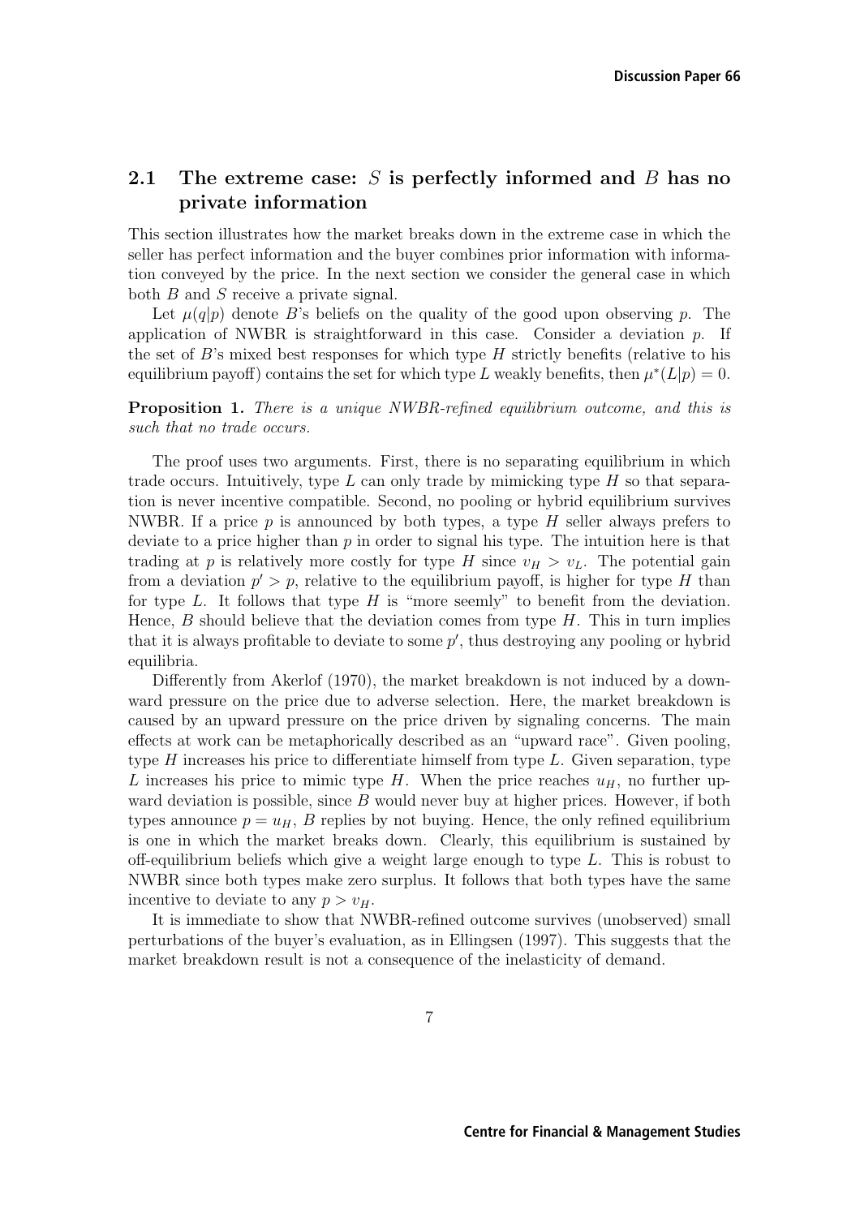## 2.1 The extreme case: $S$ is perfectly informed and $B$ has no private information

This section illustrates how the market breaks down in the extreme case in which the seller has perfect information and the buyer combines prior information with information conveyed by the price. In the next section we consider the general case in which both $B$ and $S$ receive a private signal.

Let $\mu(q|p)$ denote $B$'s beliefs on the quality of the good upon observing $p$. The application of NWBR is straightforward in this case. Consider a deviation $p$. If the set of $B$'s mixed best responses for which type $H$ strictly benefits (relative to his equilibrium payoff) contains the set for which type $L$ weakly benefits, then $\mu^*(L|p) = 0$.

**Proposition 1.** *There is a unique NWBR-refined equilibrium outcome, and this is such that no trade occurs.*

The proof uses two arguments. First, there is no separating equilibrium in which trade occurs. Intuitively, type $L$ can only trade by mimicking type $H$ so that separation is never incentive compatible. Second, no pooling or hybrid equilibrium survives NWBR. If a price $p$ is announced by both types, a type $H$ seller always prefers to deviate to a price higher than $p$ in order to signal his type. The intuition here is that trading at $p$ is relatively more costly for type $H$ since $v_H > v_L$. The potential gain from a deviation $p' > p$, relative to the equilibrium payoff, is higher for type $H$ than for type $L$. It follows that type $H$ is "more seemly" to benefit from the deviation. Hence, $B$ should believe that the deviation comes from type $H$. This in turn implies that it is always profitable to deviate to some $p'$, thus destroying any pooling or hybrid equilibria.

Differently from Akerlof (1970), the market breakdown is not induced by a downward pressure on the price due to adverse selection. Here, the market breakdown is caused by an upward pressure on the price driven by signaling concerns. The main effects at work can be metaphorically described as an "upward race". Given pooling, type $H$ increases his price to differentiate himself from type $L$. Given separation, type $L$ increases his price to mimic type $H$. When the price reaches $u_H$, no further upward deviation is possible, since $B$ would never buy at higher prices. However, if both types announce $p = u_H$, $B$ replies by not buying. Hence, the only refined equilibrium is one in which the market breaks down. Clearly, this equilibrium is sustained by off-equilibrium beliefs which give a weight large enough to type $L$. This is robust to NWBR since both types make zero surplus. It follows that both types have the same incentive to deviate to any $p > v_H$.

It is immediate to show that NWBR-refined outcome survives (unobserved) small perturbations of the buyer's evaluation, as in Ellingsen (1997). This suggests that the market breakdown result is not a consequence of the inelasticity of demand.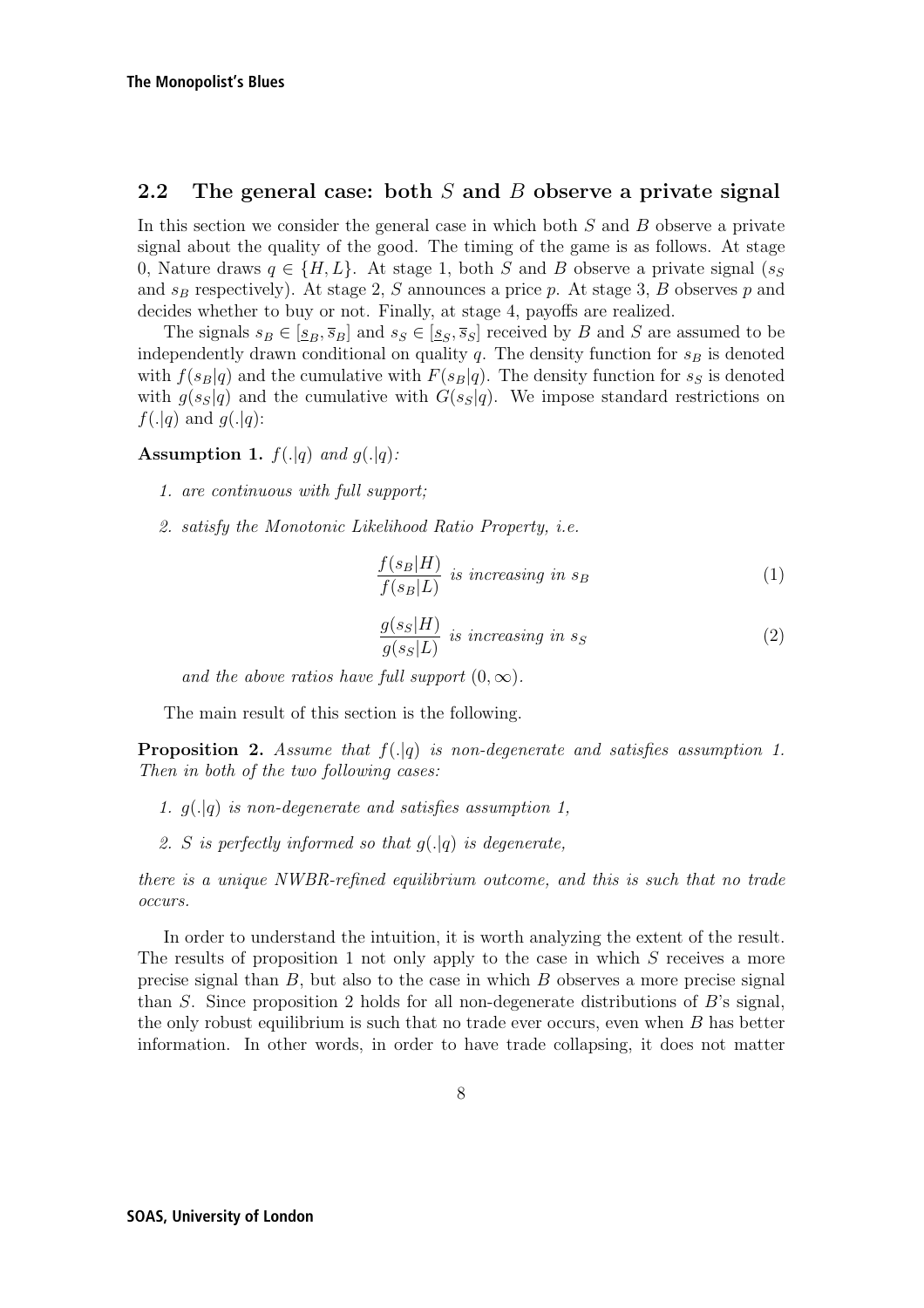## 2.2 The general case: both $S$ and $B$ observe a private signal

In this section we consider the general case in which both $S$ and $B$ observe a private signal about the quality of the good. The timing of the game is as follows. At stage 0, Nature draws $q \in \{H, L\}$. At stage 1, both $S$ and $B$ observe a private signal ($s_S$ and $s_B$ respectively). At stage 2, $S$ announces a price $p$. At stage 3, $B$ observes $p$ and decides whether to buy or not. Finally, at stage 4, payoffs are realized.

The signals $s_B \in [\underline{s}_B, \overline{s}_B]$ and $s_S \in [\underline{s}_S, \overline{s}_S]$ received by $B$ and $S$ are assumed to be independently drawn conditional on quality $q$. The density function for $s_B$ is denoted with $f(s_B|q)$ and the cumulative with $F(s_B|q)$. The density function for $s_S$ is denoted with $g(s_S|q)$ and the cumulative with $G(s_S|q)$. We impose standard restrictions on $f(.|q)$ and $g(.|q)$:

**Assumption 1.** *$f(.|q)$ and $g(.|q)$:*

1. *are continuous with full support;*
2. *satisfy the Monotonic Likelihood Ratio Property, i.e.*

$$\frac{f(s_B|H)}{f(s_B|L)} \text{ is increasing in } s_B \tag{1}$$

$$\frac{g(s_S|H)}{g(s_S|L)} \text{ is increasing in } s_S \tag{2}$$

*and the above ratios have full support $(0, \infty)$.*

The main result of this section is the following.

**Proposition 2.** *Assume that $f(.|q)$ is non-degenerate and satisfies assumption 1. Then in both of the two following cases:*

1. *$g(.|q)$ is non-degenerate and satisfies assumption 1,*
2. *$S$ is perfectly informed so that $g(.|q)$ is degenerate,*

*there is a unique NWBR-refined equilibrium outcome, and this is such that no trade occurs.*

In order to understand the intuition, it is worth analyzing the extent of the result. The results of proposition 1 not only apply to the case in which $S$ receives a more precise signal than $B$, but also to the case in which $B$ observes a more precise signal than $S$. Since proposition 2 holds for all non-degenerate distributions of $B$'s signal, the only robust equilibrium is such that no trade ever occurs, even when $B$ has better information. In other words, in order to have trade collapsing, it does not matter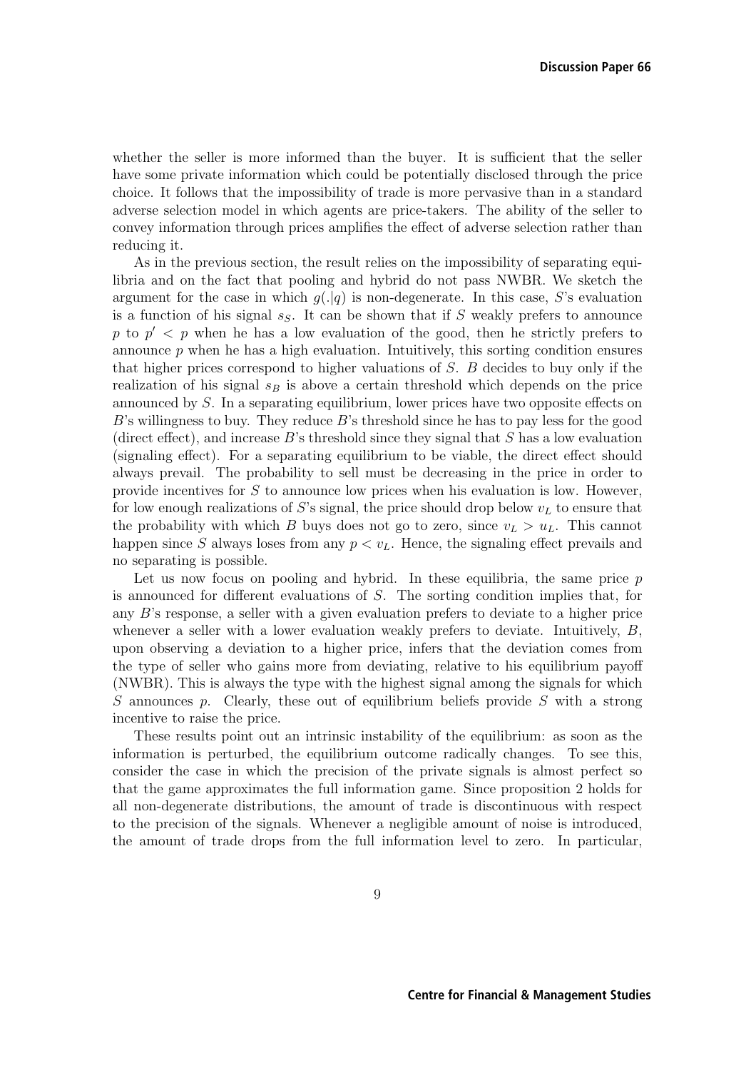whether the seller is more informed than the buyer. It is sufficient that the seller have some private information which could be potentially disclosed through the price choice. It follows that the impossibility of trade is more pervasive than in a standard adverse selection model in which agents are price-takers. The ability of the seller to convey information through prices amplifies the effect of adverse selection rather than reducing it.

As in the previous section, the result relies on the impossibility of separating equilibria and on the fact that pooling and hybrid do not pass NWBR. We sketch the argument for the case in which $g(.|q)$ is non-degenerate. In this case, $S$'s evaluation is a function of his signal $s_S$. It can be shown that if $S$ weakly prefers to announce $p$ to $p' < p$ when he has a low evaluation of the good, then he strictly prefers to announce $p$ when he has a high evaluation. Intuitively, this sorting condition ensures that higher prices correspond to higher valuations of $S$. $B$ decides to buy only if the realization of his signal $s_B$ is above a certain threshold which depends on the price announced by $S$. In a separating equilibrium, lower prices have two opposite effects on $B$'s willingness to buy. They reduce $B$'s threshold since he has to pay less for the good (direct effect), and increase $B$'s threshold since they signal that $S$ has a low evaluation (signaling effect). For a separating equilibrium to be viable, the direct effect should always prevail. The probability to sell must be decreasing in the price in order to provide incentives for $S$ to announce low prices when his evaluation is low. However, for low enough realizations of $S$'s signal, the price should drop below $v_L$ to ensure that the probability with which $B$ buys does not go to zero, since $v_L > u_L$. This cannot happen since $S$ always loses from any $p < v_L$. Hence, the signaling effect prevails and no separating is possible.

Let us now focus on pooling and hybrid. In these equilibria, the same price $p$ is announced for different evaluations of $S$. The sorting condition implies that, for any $B$'s response, a seller with a given evaluation prefers to deviate to a higher price whenever a seller with a lower evaluation weakly prefers to deviate. Intuitively, $B$, upon observing a deviation to a higher price, infers that the deviation comes from the type of seller who gains more from deviating, relative to his equilibrium payoff (NWBR). This is always the type with the highest signal among the signals for which $S$ announces $p$. Clearly, these out of equilibrium beliefs provide $S$ with a strong incentive to raise the price.

These results point out an intrinsic instability of the equilibrium: as soon as the information is perturbed, the equilibrium outcome radically changes. To see this, consider the case in which the precision of the private signals is almost perfect so that the game approximates the full information game. Since proposition 2 holds for all non-degenerate distributions, the amount of trade is discontinuous with respect to the precision of the signals. Whenever a negligible amount of noise is introduced, the amount of trade drops from the full information level to zero. In particular,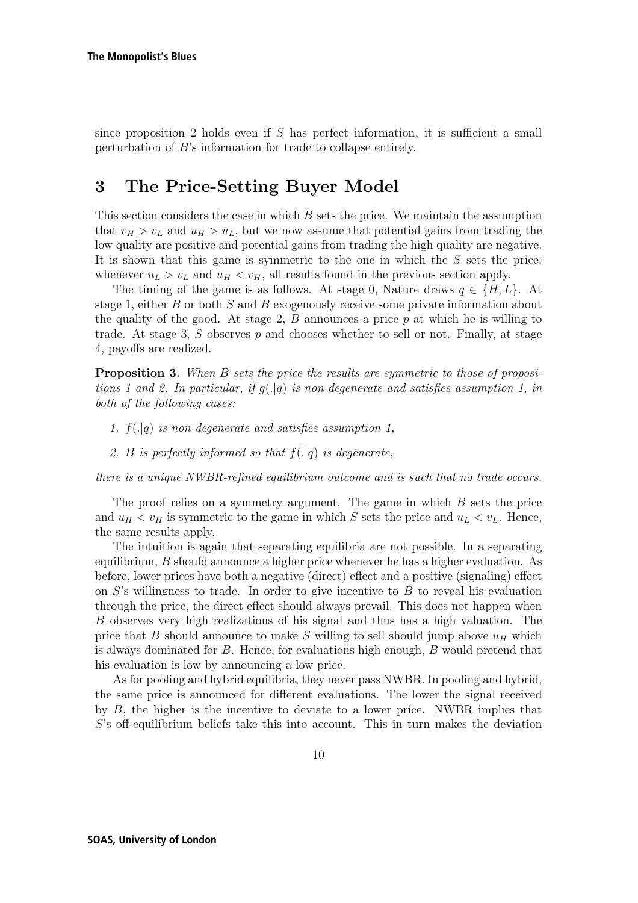since proposition 2 holds even if $S$ has perfect information, it is sufficient a small perturbation of $B$'s information for trade to collapse entirely.

# 3 The Price-Setting Buyer Model

This section considers the case in which $B$ sets the price. We maintain the assumption that $v_H > v_L$ and $u_H > u_L$, but we now assume that potential gains from trading the low quality are positive and potential gains from trading the high quality are negative. It is shown that this game is symmetric to the one in which the $S$ sets the price: whenever $u_L > v_L$ and $u_H < v_H$, all results found in the previous section apply.

The timing of the game is as follows. At stage 0, Nature draws $q \in \{H, L\}$. At stage 1, either $B$ or both $S$ and $B$ exogenously receive some private information about the quality of the good. At stage 2, $B$ announces a price $p$ at which he is willing to trade. At stage 3, $S$ observes $p$ and chooses whether to sell or not. Finally, at stage 4, payoffs are realized.

**Proposition 3.** *When $B$ sets the price the results are symmetric to those of propositions 1 and 2. In particular, if $g(.|q)$ is non-degenerate and satisfies assumption 1, in both of the following cases:*

1. *$f(.|q)$ is non-degenerate and satisfies assumption 1,*
2. *$B$ is perfectly informed so that $f(.|q)$ is degenerate,*

*there is a unique NWBR-refined equilibrium outcome and is such that no trade occurs.*

The proof relies on a symmetry argument. The game in which $B$ sets the price and $u_H < v_H$ is symmetric to the game in which $S$ sets the price and $u_L < v_L$. Hence, the same results apply.

The intuition is again that separating equilibria are not possible. In a separating equilibrium, $B$ should announce a higher price whenever he has a higher evaluation. As before, lower prices have both a negative (direct) effect and a positive (signaling) effect on $S$'s willingness to trade. In order to give incentive to $B$ to reveal his evaluation through the price, the direct effect should always prevail. This does not happen when $B$ observes very high realizations of his signal and thus has a high valuation. The price that $B$ should announce to make $S$ willing to sell should jump above $u_H$ which is always dominated for $B$. Hence, for evaluations high enough, $B$ would pretend that his evaluation is low by announcing a low price.

As for pooling and hybrid equilibria, they never pass NWBR. In pooling and hybrid, the same price is announced for different evaluations. The lower the signal received by $B$, the higher is the incentive to deviate to a lower price. NWBR implies that $S$'s off-equilibrium beliefs take this into account. This in turn makes the deviation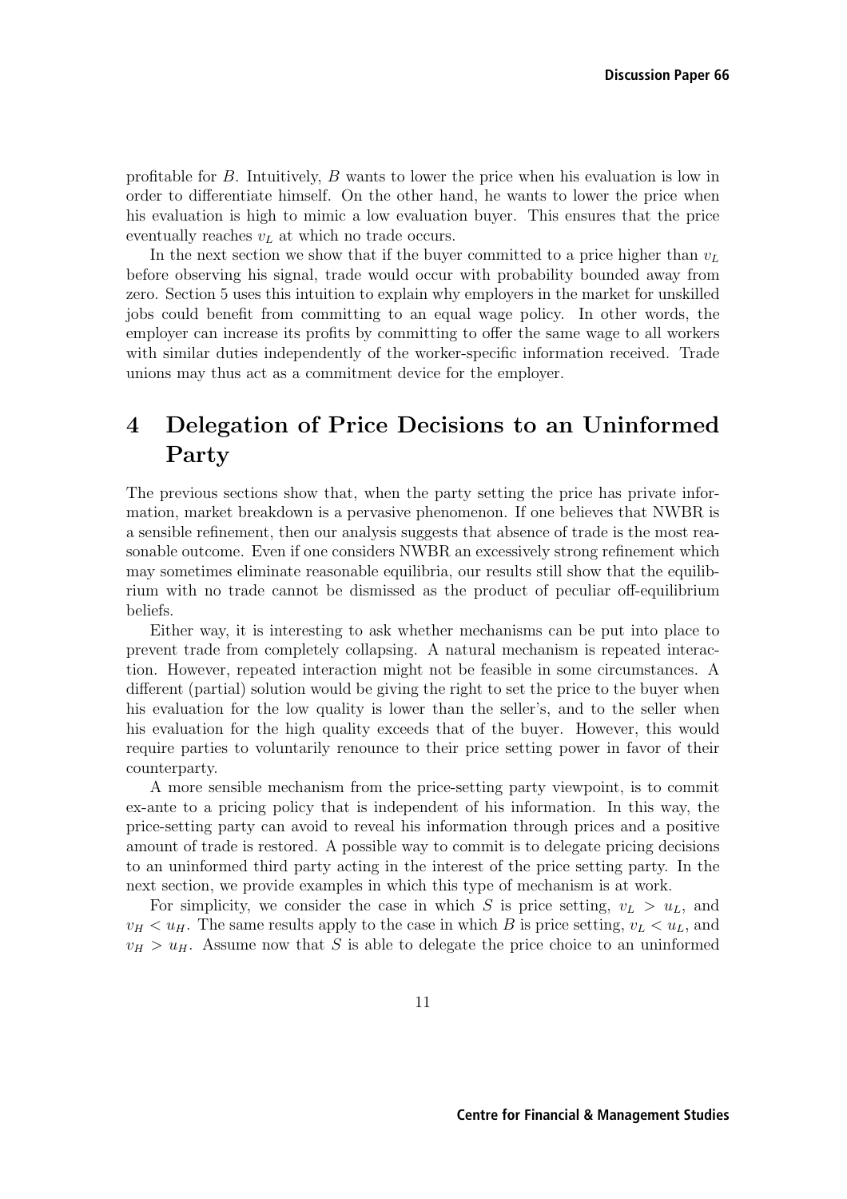profitable for $B$. Intuitively, $B$ wants to lower the price when his evaluation is low in order to differentiate himself. On the other hand, he wants to lower the price when his evaluation is high to mimic a low evaluation buyer. This ensures that the price eventually reaches $v_L$ at which no trade occurs.

In the next section we show that if the buyer committed to a price higher than $v_L$ before observing his signal, trade would occur with probability bounded away from zero. Section 5 uses this intuition to explain why employers in the market for unskilled jobs could benefit from committing to an equal wage policy. In other words, the employer can increase its profits by committing to offer the same wage to all workers with similar duties independently of the worker-specific information received. Trade unions may thus act as a commitment device for the employer.

# 4 Delegation of Price Decisions to an Uninformed Party

The previous sections show that, when the party setting the price has private information, market breakdown is a pervasive phenomenon. If one believes that NWBR is a sensible refinement, then our analysis suggests that absence of trade is the most reasonable outcome. Even if one considers NWBR an excessively strong refinement which may sometimes eliminate reasonable equilibria, our results still show that the equilibrium with no trade cannot be dismissed as the product of peculiar off-equilibrium beliefs.

Either way, it is interesting to ask whether mechanisms can be put into place to prevent trade from completely collapsing. A natural mechanism is repeated interaction. However, repeated interaction might not be feasible in some circumstances. A different (partial) solution would be giving the right to set the price to the buyer when his evaluation for the low quality is lower than the seller's, and to the seller when his evaluation for the high quality exceeds that of the buyer. However, this would require parties to voluntarily renounce to their price setting power in favor of their counterparty.

A more sensible mechanism from the price-setting party viewpoint, is to commit ex-ante to a pricing policy that is independent of his information. In this way, the price-setting party can avoid to reveal his information through prices and a positive amount of trade is restored. A possible way to commit is to delegate pricing decisions to an uninformed third party acting in the interest of the price setting party. In the next section, we provide examples in which this type of mechanism is at work.

For simplicity, we consider the case in which $S$ is price setting, $v_L > u_L$, and $v_H < u_H$. The same results apply to the case in which $B$ is price setting, $v_L < u_L$, and $v_H > u_H$. Assume now that $S$ is able to delegate the price choice to an uninformed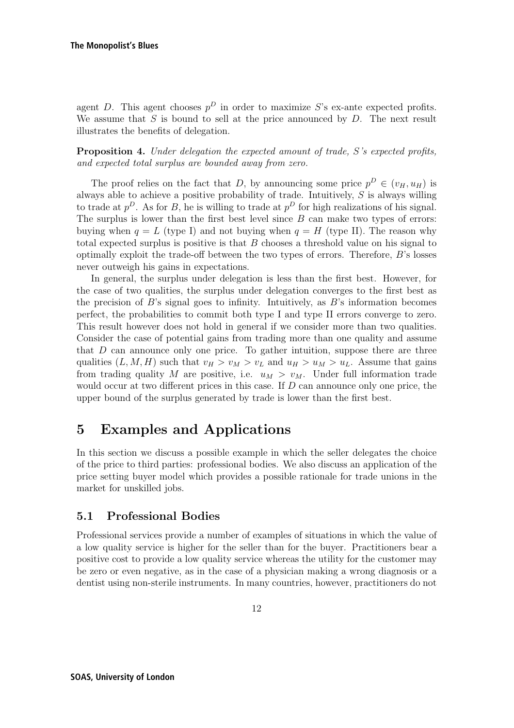agent $D$. This agent chooses $p^D$ in order to maximize $S$'s ex-ante expected profits. We assume that $S$ is bound to sell at the price announced by $D$. The next result illustrates the benefits of delegation.

**Proposition 4.** *Under delegation the expected amount of trade, $S$'s expected profits, and expected total surplus are bounded away from zero.*

The proof relies on the fact that $D$, by announcing some price $p^D \in (v_H, u_H)$ is always able to achieve a positive probability of trade. Intuitively, $S$ is always willing to trade at $p^D$. As for $B$, he is willing to trade at $p^D$ for high realizations of his signal. The surplus is lower than the first best level since $B$ can make two types of errors: buying when $q = L$ (type I) and not buying when $q = H$ (type II). The reason why total expected surplus is positive is that $B$ chooses a threshold value on his signal to optimally exploit the trade-off between the two types of errors. Therefore, $B$'s losses never outweigh his gains in expectations.

In general, the surplus under delegation is less than the first best. However, for the case of two qualities, the surplus under delegation converges to the first best as the precision of $B$'s signal goes to infinity. Intuitively, as $B$'s information becomes perfect, the probabilities to commit both type I and type II errors converge to zero. This result however does not hold in general if we consider more than two qualities. Consider the case of potential gains from trading more than one quality and assume that $D$ can announce only one price. To gather intuition, suppose there are three qualities $(L, M, H)$ such that $v_H > v_M > v_L$ and $u_H > u_M > u_L$. Assume that gains from trading quality $M$ are positive, i.e. $u_M > v_M$. Under full information trade would occur at two different prices in this case. If $D$ can announce only one price, the upper bound of the surplus generated by trade is lower than the first best.

# 5 Examples and Applications

In this section we discuss a possible example in which the seller delegates the choice of the price to third parties: professional bodies. We also discuss an application of the price setting buyer model which provides a possible rationale for trade unions in the market for unskilled jobs.

## 5.1 Professional Bodies

Professional services provide a number of examples of situations in which the value of a low quality service is higher for the seller than for the buyer. Practitioners bear a positive cost to provide a low quality service whereas the utility for the customer may be zero or even negative, as in the case of a physician making a wrong diagnosis or a dentist using non-sterile instruments. In many countries, however, practitioners do not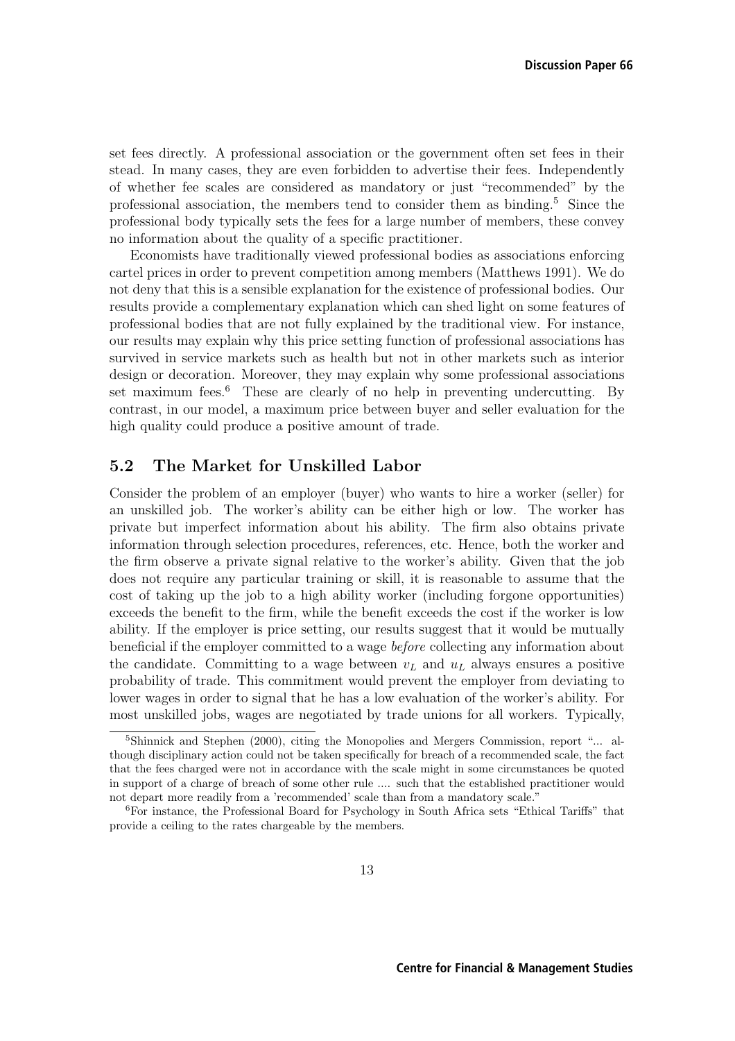set fees directly. A professional association or the government often set fees in their stead. In many cases, they are even forbidden to advertise their fees. Independently of whether fee scales are considered as mandatory or just "recommended" by the professional association, the members tend to consider them as binding.[5] Since the professional body typically sets the fees for a large number of members, these convey no information about the quality of a specific practitioner.

Economists have traditionally viewed professional bodies as associations enforcing cartel prices in order to prevent competition among members (Matthews 1991). We do not deny that this is a sensible explanation for the existence of professional bodies. Our results provide a complementary explanation which can shed light on some features of professional bodies that are not fully explained by the traditional view. For instance, our results may explain why this price setting function of professional associations has survived in service markets such as health but not in other markets such as interior design or decoration. Moreover, they may explain why some professional associations set maximum fees.[6] These are clearly of no help in preventing undercutting. By contrast, in our model, a maximum price between buyer and seller evaluation for the high quality could produce a positive amount of trade.

## 5.2 The Market for Unskilled Labor

Consider the problem of an employer (buyer) who wants to hire a worker (seller) for an unskilled job. The worker's ability can be either high or low. The worker has private but imperfect information about his ability. The firm also obtains private information through selection procedures, references, etc. Hence, both the worker and the firm observe a private signal relative to the worker's ability. Given that the job does not require any particular training or skill, it is reasonable to assume that the cost of taking up the job to a high ability worker (including forgone opportunities) exceeds the benefit to the firm, while the benefit exceeds the cost if the worker is low ability. If the employer is price setting, our results suggest that it would be mutually beneficial if the employer committed to a wage *before* collecting any information about the candidate. Committing to a wage between $v_L$ and $u_L$ always ensures a positive probability of trade. This commitment would prevent the employer from deviating to lower wages in order to signal that he has a low evaluation of the worker's ability. For most unskilled jobs, wages are negotiated by trade unions for all workers. Typically,

[5] Shinnick and Stephen (2000), citing the Monopolies and Mergers Commission, report "... although disciplinary action could not be taken specifically for breach of a recommended scale, the fact that the fees charged were not in accordance with the scale might in some circumstances be quoted in support of a charge of breach of some other rule .... such that the established practitioner would not depart more readily from a 'recommended' scale than from a mandatory scale."

[6] For instance, the Professional Board for Psychology in South Africa sets "Ethical Tariffs" that provide a ceiling to the rates chargeable by the members.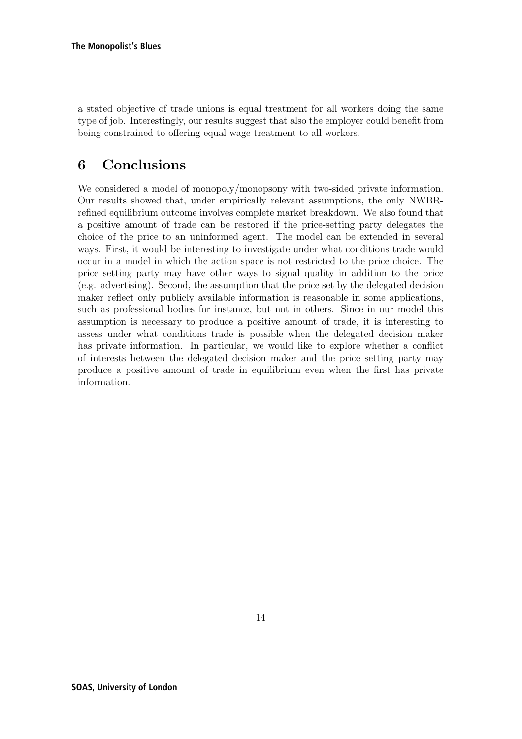a stated objective of trade unions is equal treatment for all workers doing the same type of job. Interestingly, our results suggest that also the employer could benefit from being constrained to offering equal wage treatment to all workers.

## 6 Conclusions

We considered a model of monopoly/monopsony with two-sided private information. Our results showed that, under empirically relevant assumptions, the only NWBR-refined equilibrium outcome involves complete market breakdown. We also found that a positive amount of trade can be restored if the price-setting party delegates the choice of the price to an uninformed agent. The model can be extended in several ways. First, it would be interesting to investigate under what conditions trade would occur in a model in which the action space is not restricted to the price choice. The price setting party may have other ways to signal quality in addition to the price (e.g. advertising). Second, the assumption that the price set by the delegated decision maker reflect only publicly available information is reasonable in some applications, such as professional bodies for instance, but not in others. Since in our model this assumption is necessary to produce a positive amount of trade, it is interesting to assess under what conditions trade is possible when the delegated decision maker has private information. In particular, we would like to explore whether a conflict of interests between the delegated decision maker and the price setting party may produce a positive amount of trade in equilibrium even when the first has private information.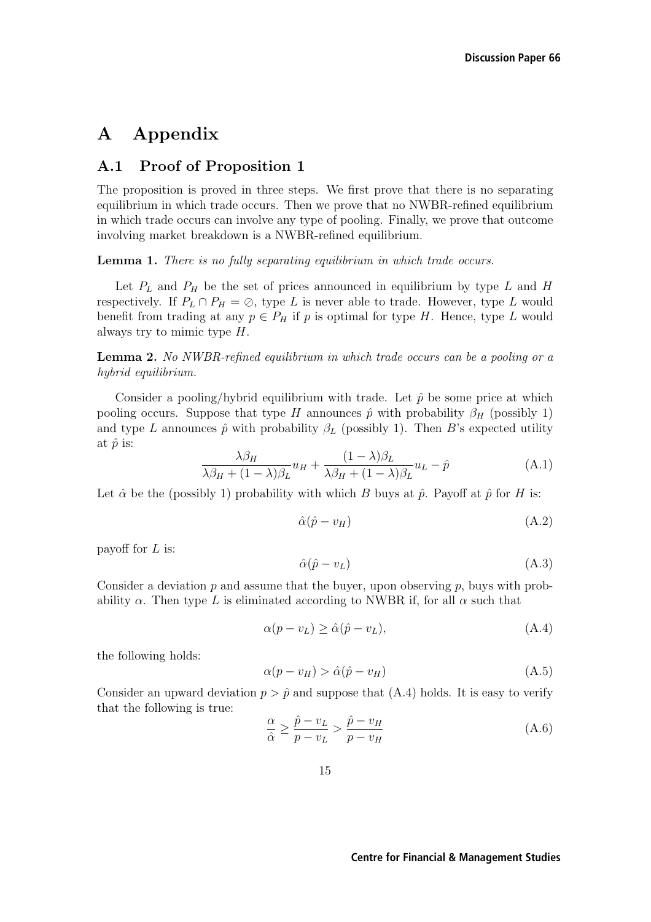# A Appendix

## A.1 Proof of Proposition 1

The proposition is proved in three steps. We first prove that there is no separating equilibrium in which trade occurs. Then we prove that no NWBR-refined equilibrium in which trade occurs can involve any type of pooling. Finally, we prove that outcome involving market breakdown is a NWBR-refined equilibrium.

**Lemma 1.** *There is no fully separating equilibrium in which trade occurs.*

Let $P_L$ and $P_H$ be the set of prices announced in equilibrium by type $L$ and $H$ respectively. If $P_L \cap P_H = \oslash$, type $L$ is never able to trade. However, type $L$ would benefit from trading at any $p \in P_H$ if $p$ is optimal for type $H$. Hence, type $L$ would always try to mimic type $H$.

**Lemma 2.** *No NWBR-refined equilibrium in which trade occurs can be a pooling or a hybrid equilibrium.*

Consider a pooling/hybrid equilibrium with trade. Let $\hat{p}$ be some price at which pooling occurs. Suppose that type $H$ announces $\hat{p}$ with probability $\beta_H$ (possibly 1) and type $L$ announces $\hat{p}$ with probability $\beta_L$ (possibly 1). Then $B$'s expected utility at $\hat{p}$ is:

$$\frac{\lambda\beta_H}{\lambda\beta_H + (1-\lambda)\beta_L}u_H + \frac{(1-\lambda)\beta_L}{\lambda\beta_H + (1-\lambda)\beta_L}u_L - \hat{p} \tag{A.1}$$

Let $\hat{\alpha}$ be the (possibly 1) probability with which $B$ buys at $\hat{p}$. Payoff at $\hat{p}$ for $H$ is:

$$\hat{\alpha}(\hat{p} - v_H) \tag{A.2}$$

payoff for $L$ is:

$$\hat{\alpha}(\hat{p} - v_L) \tag{A.3}$$

Consider a deviation $p$ and assume that the buyer, upon observing $p$, buys with probability $\alpha$. Then type $L$ is eliminated according to NWBR if, for all $\alpha$ such that

$$\alpha(p - v_L) \geq \hat{\alpha}(\hat{p} - v_L), \tag{A.4}$$

the following holds:

$$\alpha(p - v_H) > \hat{\alpha}(\hat{p} - v_H) \tag{A.5}$$

Consider an upward deviation $p > \hat{p}$ and suppose that (A.4) holds. It is easy to verify that the following is true:

$$\frac{\alpha}{\hat{\alpha}} \geq \frac{\hat{p} - v_L}{p - v_L} > \frac{\hat{p} - v_H}{p - v_H} \tag{A.6}$$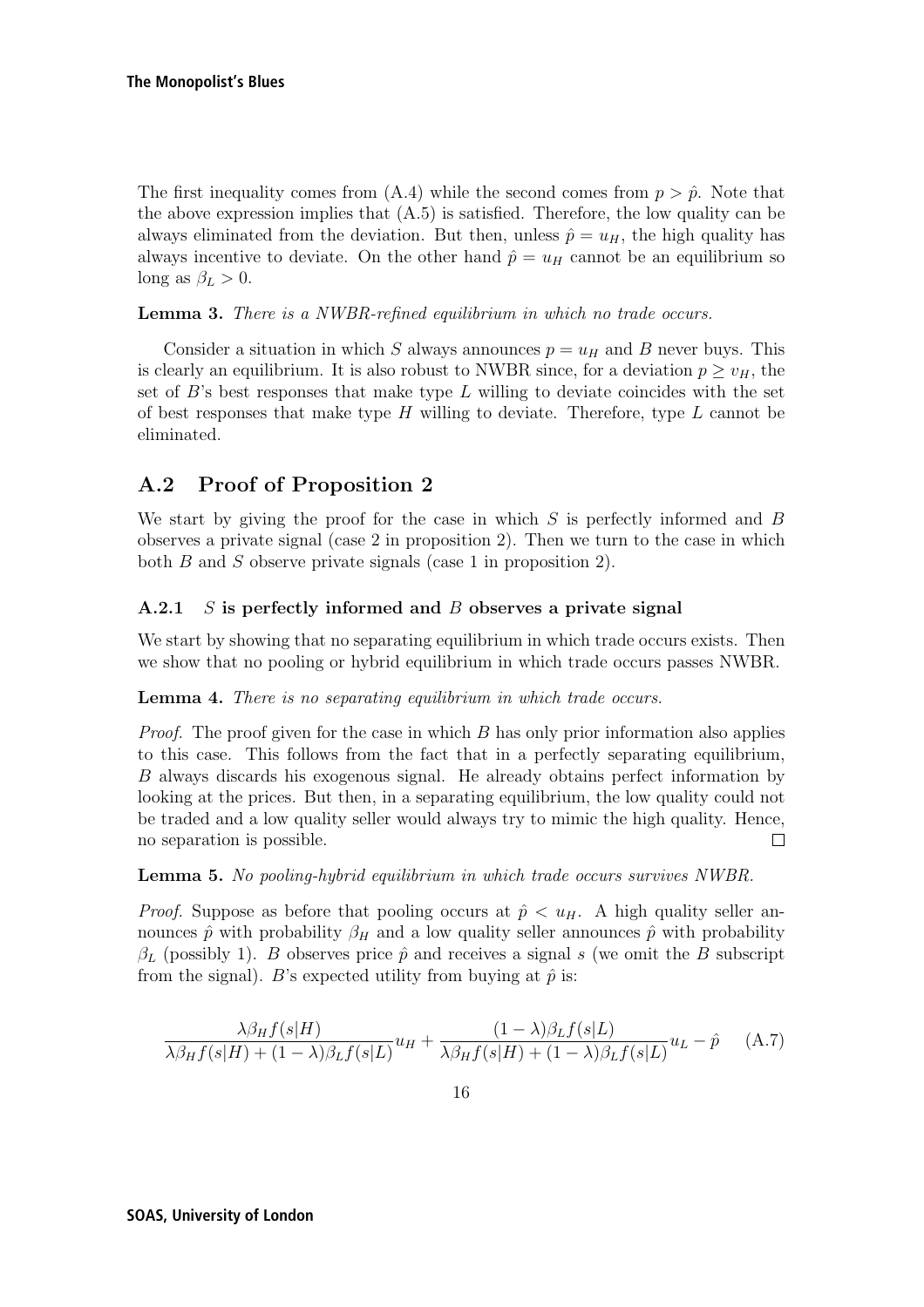The first inequality comes from (A.4) while the second comes from $p > \hat{p}$. Note that the above expression implies that (A.5) is satisfied. Therefore, the low quality can be always eliminated from the deviation. But then, unless $\hat{p} = u_H$, the high quality has always incentive to deviate. On the other hand $\hat{p} = u_H$ cannot be an equilibrium so long as $\beta_L > 0$.

**Lemma 3.** *There is a NWBR-refined equilibrium in which no trade occurs.*

Consider a situation in which $S$ always announces $p = u_H$ and $B$ never buys. This is clearly an equilibrium. It is also robust to NWBR since, for a deviation $p \geq v_H$, the set of $B$'s best responses that make type $L$ willing to deviate coincides with the set of best responses that make type $H$ willing to deviate. Therefore, type $L$ cannot be eliminated.

## A.2 Proof of Proposition 2

We start by giving the proof for the case in which $S$ is perfectly informed and $B$ observes a private signal (case 2 in proposition 2). Then we turn to the case in which both $B$ and $S$ observe private signals (case 1 in proposition 2).

### A.2.1 $S$ is perfectly informed and $B$ observes a private signal

We start by showing that no separating equilibrium in which trade occurs exists. Then we show that no pooling or hybrid equilibrium in which trade occurs passes NWBR.

**Lemma 4.** *There is no separating equilibrium in which trade occurs.*

*Proof.* The proof given for the case in which $B$ has only prior information also applies to this case. This follows from the fact that in a perfectly separating equilibrium, $B$ always discards his exogenous signal. He already obtains perfect information by looking at the prices. But then, in a separating equilibrium, the low quality could not be traded and a low quality seller would always try to mimic the high quality. Hence, no separation is possible. □

**Lemma 5.** *No pooling-hybrid equilibrium in which trade occurs survives NWBR.*

*Proof.* Suppose as before that pooling occurs at $\hat{p} < u_H$. A high quality seller announces $\hat{p}$ with probability $\beta_H$ and a low quality seller announces $\hat{p}$ with probability $\beta_L$ (possibly 1). $B$ observes price $\hat{p}$ and receives a signal $s$ (we omit the $B$ subscript from the signal). $B$'s expected utility from buying at $\hat{p}$ is:

$$\frac{\lambda \beta_H f(s|H)}{\lambda \beta_H f(s|H) + (1-\lambda)\beta_L f(s|L)} u_H + \frac{(1-\lambda)\beta_L f(s|L)}{\lambda \beta_H f(s|H) + (1-\lambda)\beta_L f(s|L)} u_L - \hat{p} \qquad \text{(A.7)}$$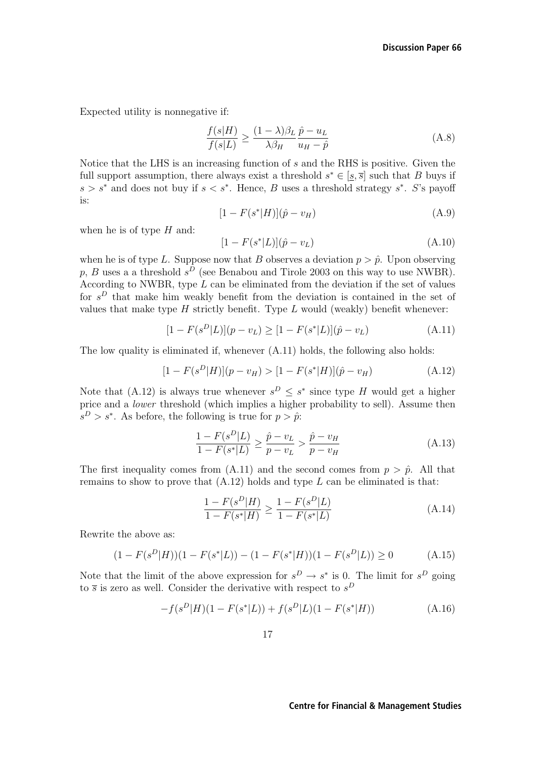Expected utility is nonnegative if:

$$\frac{f(s|H)}{f(s|L)} \geq \frac{(1-\lambda)\beta_L}{\lambda\beta_H}\frac{\hat{p}-u_L}{u_H-\hat{p}} \tag{A.8}$$

Notice that the LHS is an increasing function of $s$ and the RHS is positive. Given the full support assumption, there always exist a threshold $s^* \in [\underline{s}, \overline{s}]$ such that $B$ buys if $s > s^*$ and does not buy if $s < s^*$. Hence, $B$ uses a threshold strategy $s^*$. $S$'s payoff is:

$$[1 - F(s^*|H)](\hat{p} - v_H) \tag{A.9}$$

when he is of type $H$ and:

$$[1 - F(s^*|L)](\hat{p} - v_L) \tag{A.10}$$

when he is of type $L$. Suppose now that $B$ observes a deviation $p > \hat{p}$. Upon observing $p$, $B$ uses a a threshold $s^D$ (see Benabou and Tirole 2003 on this way to use NWBR). According to NWBR, type $L$ can be eliminated from the deviation if the set of values for $s^D$ that make him weakly benefit from the deviation is contained in the set of values that make type $H$ strictly benefit. Type $L$ would (weakly) benefit whenever:

$$[1 - F(s^D|L)](p - v_L) \geq [1 - F(s^*|L)](\hat{p} - v_L) \tag{A.11}$$

The low quality is eliminated if, whenever (A.11) holds, the following also holds:

$$[1 - F(s^D|H)](p - v_H) > [1 - F(s^*|H)](\hat{p} - v_H) \tag{A.12}$$

Note that (A.12) is always true whenever $s^D \leq s^*$ since type $H$ would get a higher price and a *lower* threshold (which implies a higher probability to sell). Assume then $s^D > s^*$. As before, the following is true for $p > \hat{p}$:

$$\frac{1 - F(s^D|L)}{1 - F(s^*|L)} \geq \frac{\hat{p} - v_L}{p - v_L} > \frac{\hat{p} - v_H}{p - v_H} \tag{A.13}$$

The first inequality comes from (A.11) and the second comes from $p > \hat{p}$. All that remains to show to prove that (A.12) holds and type $L$ can be eliminated is that:

$$\frac{1 - F(s^D|H)}{1 - F(s^*|H)} \geq \frac{1 - F(s^D|L)}{1 - F(s^*|L)} \tag{A.14}$$

Rewrite the above as:

$$(1 - F(s^D|H))(1 - F(s^*|L)) - (1 - F(s^*|H))(1 - F(s^D|L)) \geq 0 \tag{A.15}$$

Note that the limit of the above expression for $s^D \to s^*$ is 0. The limit for $s^D$ going to $\overline{s}$ is zero as well. Consider the derivative with respect to $s^D$

$$-f(s^D|H)(1 - F(s^*|L)) + f(s^D|L)(1 - F(s^*|H)) \tag{A.16}$$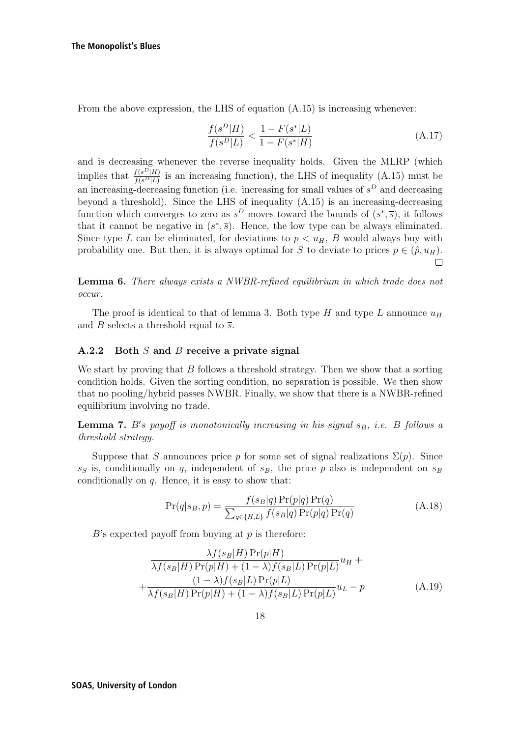From the above expression, the LHS of equation (A.15) is increasing whenever:

$$\frac{f(s^D|H)}{f(s^D|L)} < \frac{1 - F(s^*|L)}{1 - F(s^*|H)} \tag{A.17}$$

and is decreasing whenever the reverse inequality holds. Given the MLRP (which implies that $\frac{f(s^D|H)}{f(s^D|L)}$ is an increasing function), the LHS of inequality (A.15) must be an increasing-decreasing function (i.e. increasing for small values of $s^D$ and decreasing beyond a threshold). Since the LHS of inequality (A.15) is an increasing-decreasing function which converges to zero as $s^D$ moves toward the bounds of $(s^*, \overline{s})$, it follows that it cannot be negative in $(s^*, \overline{s})$. Hence, the low type can be always eliminated. Since type $L$ can be eliminated, for deviations to $p < u_H$, $B$ would always buy with probability one. But then, it is always optimal for $S$ to deviate to prices $p \in (\hat{p}, u_H)$. □

**Lemma 6.** *There always exists a NWBR-refined equilibrium in which trade does not occur.*

The proof is identical to that of lemma 3. Both type $H$ and type $L$ announce $u_H$ and $B$ selects a threshold equal to $\overline{s}$.

### A.2.2 Both $S$ and $B$ receive a private signal

We start by proving that $B$ follows a threshold strategy. Then we show that a sorting condition holds. Given the sorting condition, no separation is possible. We then show that no pooling/hybrid passes NWBR. Finally, we show that there is a NWBR-refined equilibrium involving no trade.

**Lemma 7.** *$B$'s payoff is monotonically increasing in his signal $s_B$, i.e. $B$ follows a threshold strategy.*

Suppose that $S$ announces price $p$ for some set of signal realizations $\Sigma(p)$. Since $s_S$ is, conditionally on $q$, independent of $s_B$, the price $p$ also is independent on $s_B$ conditionally on $q$. Hence, it is easy to show that:

$$\Pr(q|s_B, p) = \frac{f(s_B|q)\Pr(p|q)\Pr(q)}{\sum_{q\in\{H,L\}} f(s_B|q)\Pr(p|q)\Pr(q)} \tag{A.18}$$

$B$'s expected payoff from buying at $p$ is therefore:

$$\frac{\lambda f(s_B|H)\Pr(p|H)}{\lambda f(s_B|H)\Pr(p|H) + (1-\lambda)f(s_B|L)\Pr(p|L)}u_H + \\ + \frac{(1-\lambda)f(s_B|L)\Pr(p|L)}{\lambda f(s_B|H)\Pr(p|H) + (1-\lambda)f(s_B|L)\Pr(p|L)}u_L - p \tag{A.19}$$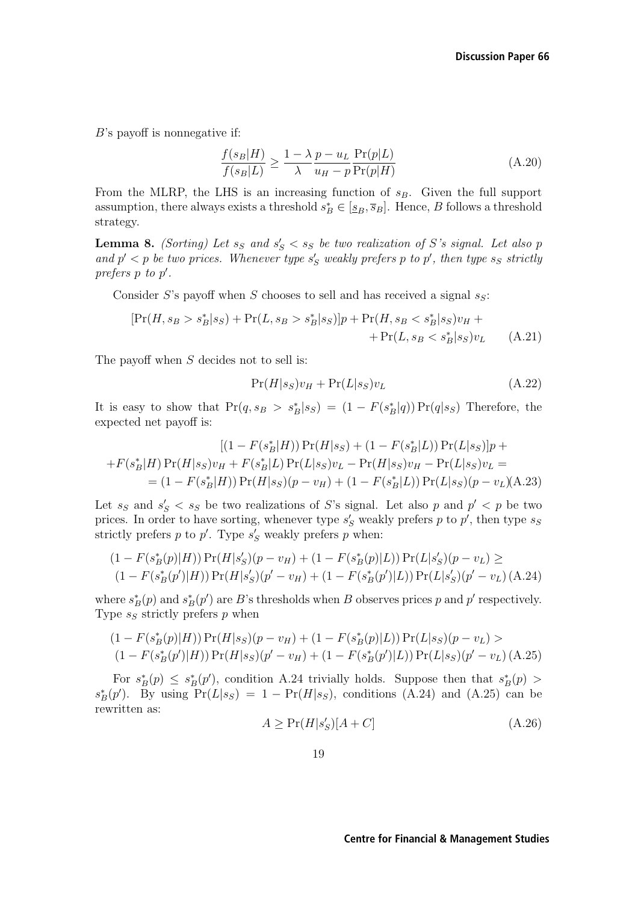$B$'s payoff is nonnegative if:

$$\frac{f(s_B|H)}{f(s_B|L)} \geq \frac{1-\lambda}{\lambda} \frac{p-u_L}{u_H-p} \frac{\Pr(p|L)}{\Pr(p|H)} \tag{A.20}$$

From the MLRP, the LHS is an increasing function of $s_B$. Given the full support assumption, there always exists a threshold $s_B^* \in [\underline{s}_B, \overline{s}_B]$. Hence, $B$ follows a threshold strategy.

**Lemma 8.** *(Sorting) Let $s_S$ and $s_S' < s_S$ be two realization of $S$'s signal. Let also $p$ and $p' < p$ be two prices. Whenever type $s_S'$ weakly prefers $p$ to $p'$, then type $s_S$ strictly prefers $p$ to $p'$.*

Consider $S$'s payoff when $S$ chooses to sell and has received a signal $s_S$:

$$[\Pr(H, s_B > s_B^*|s_S) + \Pr(L, s_B > s_B^*|s_S)]p + \Pr(H, s_B < s_B^*|s_S)v_H + \\ + \Pr(L, s_B < s_B^*|s_S)v_L \tag{A.21}$$

The payoff when $S$ decides not to sell is:

$$\Pr(H|s_S)v_H + \Pr(L|s_S)v_L \tag{A.22}$$

It is easy to show that $\Pr(q, s_B > s_B^*|s_S) = (1 - F(s_B^*|q))\Pr(q|s_S)$ Therefore, the expected net payoff is:

$$\begin{aligned}
&[(1 - F(s_B^*|H))\Pr(H|s_S) + (1 - F(s_B^*|L))\Pr(L|s_S)]p + \\
&+ F(s_B^*|H)\Pr(H|s_S)v_H + F(s_B^*|L)\Pr(L|s_S)v_L - \Pr(H|s_S)v_H - \Pr(L|s_S)v_L = \\
&= (1 - F(s_B^*|H))\Pr(H|s_S)(p - v_H) + (1 - F(s_B^*|L))\Pr(L|s_S)(p - v_L)
\end{aligned} \tag{A.23}$$

Let $s_S$ and $s_S' < s_S$ be two realizations of $S$'s signal. Let also $p$ and $p' < p$ be two prices. In order to have sorting, whenever type $s_S'$ weakly prefers $p$ to $p'$, then type $s_S$ strictly prefers $p$ to $p'$. Type $s_S'$ weakly prefers $p$ when:

$$\begin{aligned}
&(1 - F(s_B^*(p)|H))\Pr(H|s_S')(p - v_H) + (1 - F(s_B^*(p)|L))\Pr(L|s_S')(p - v_L) \geq \\
&(1 - F(s_B^*(p')|H))\Pr(H|s_S')(p' - v_H) + (1 - F(s_B^*(p')|L))\Pr(L|s_S')(p' - v_L)
\end{aligned} \tag{A.24}$$

where $s_B^*(p)$ and $s_B^*(p')$ are $B$'s thresholds when $B$ observes prices $p$ and $p'$ respectively. Type $s_S$ strictly prefers $p$ when

$$\begin{aligned}
&(1 - F(s_B^*(p)|H))\Pr(H|s_S)(p - v_H) + (1 - F(s_B^*(p)|L))\Pr(L|s_S)(p - v_L) > \\
&(1 - F(s_B^*(p')|H))\Pr(H|s_S)(p' - v_H) + (1 - F(s_B^*(p')|L))\Pr(L|s_S)(p' - v_L)
\end{aligned} \tag{A.25}$$

For $s_B^*(p) \leq s_B^*(p')$, condition A.24 trivially holds. Suppose then that $s_B^*(p) > s_B^*(p')$. By using $\Pr(L|s_S) = 1 - \Pr(H|s_S)$, conditions (A.24) and (A.25) can be rewritten as:

$$A \geq \Pr(H|s_S')[A + C] \tag{A.26}$$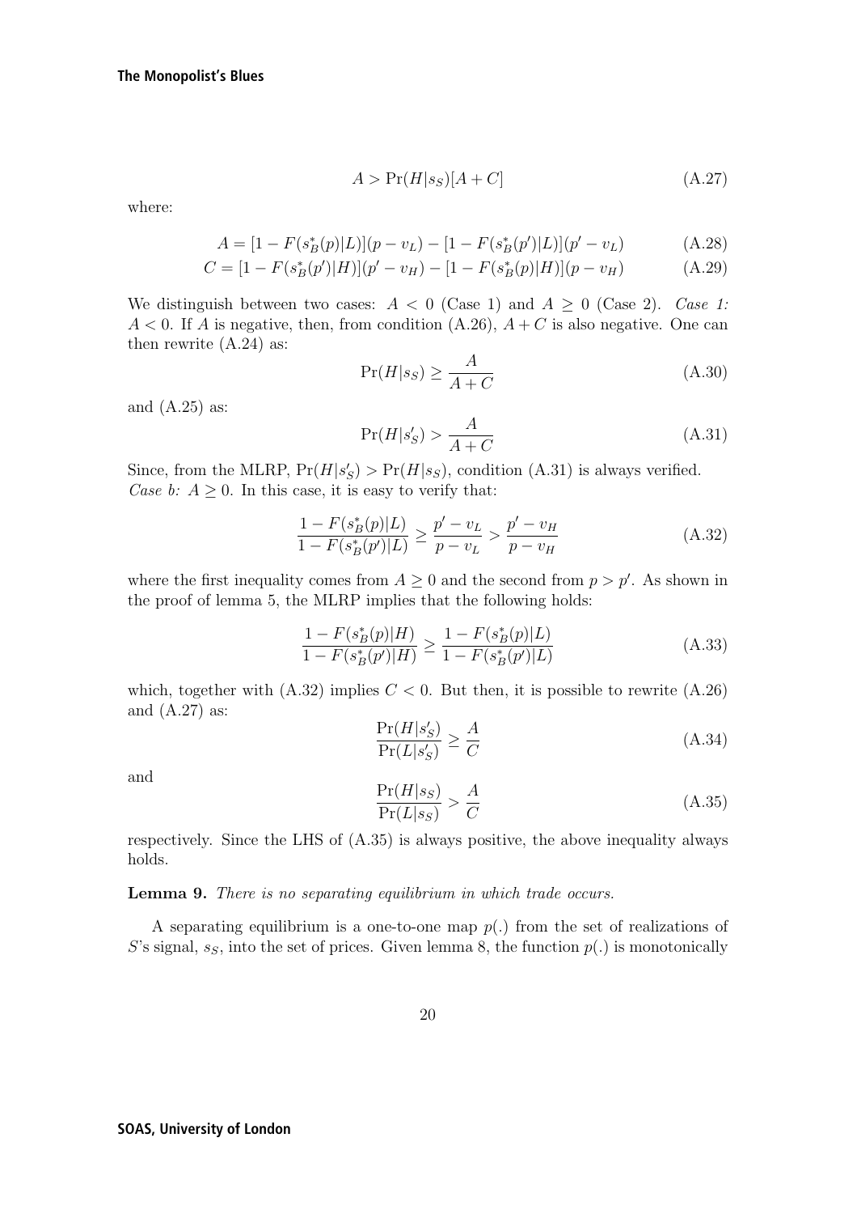$$A > \Pr(H|s_S)[A + C] \tag{A.27}$$

where:

$$A = [1 - F(s_B^*(p)|L)](p - v_L) - [1 - F(s_B^*(p')|L)](p' - v_L) \tag{A.28}$$

$$C = [1 - F(s_B^*(p')|H)](p' - v_H) - [1 - F(s_B^*(p)|H)](p - v_H) \tag{A.29}$$

We distinguish between two cases: $A < 0$ (Case 1) and $A \geq 0$ (Case 2). *Case 1:* $A < 0$. If $A$ is negative, then, from condition (A.26), $A + C$ is also negative. One can then rewrite (A.24) as:

$$\Pr(H|s_S) \geq \frac{A}{A + C} \tag{A.30}$$

and (A.25) as:

$$\Pr(H|s_S') > \frac{A}{A + C} \tag{A.31}$$

Since, from the MLRP, $\Pr(H|s_S') > \Pr(H|s_S)$, condition (A.31) is always verified. *Case b:* $A \geq 0$. In this case, it is easy to verify that:

$$\frac{1 - F(s_B^*(p)|L)}{1 - F(s_B^*(p')|L)} \geq \frac{p' - v_L}{p - v_L} > \frac{p' - v_H}{p - v_H} \tag{A.32}$$

where the first inequality comes from $A \geq 0$ and the second from $p > p'$. As shown in the proof of lemma 5, the MLRP implies that the following holds:

$$\frac{1 - F(s_B^*(p)|H)}{1 - F(s_B^*(p')|H)} \geq \frac{1 - F(s_B^*(p)|L)}{1 - F(s_B^*(p')|L)} \tag{A.33}$$

which, together with (A.32) implies $C < 0$. But then, it is possible to rewrite (A.26) and (A.27) as:

$$\frac{\Pr(H|s_S')}{\Pr(L|s_S')} \geq \frac{A}{C} \tag{A.34}$$

and

$$\frac{\Pr(H|s_S)}{\Pr(L|s_S)} > \frac{A}{C} \tag{A.35}$$

respectively. Since the LHS of (A.35) is always positive, the above inequality always holds.

**Lemma 9.** *There is no separating equilibrium in which trade occurs.*

A separating equilibrium is a one-to-one map $p(.)$ from the set of realizations of $S$'s signal, $s_S$, into the set of prices. Given lemma 8, the function $p(.)$ is monotonically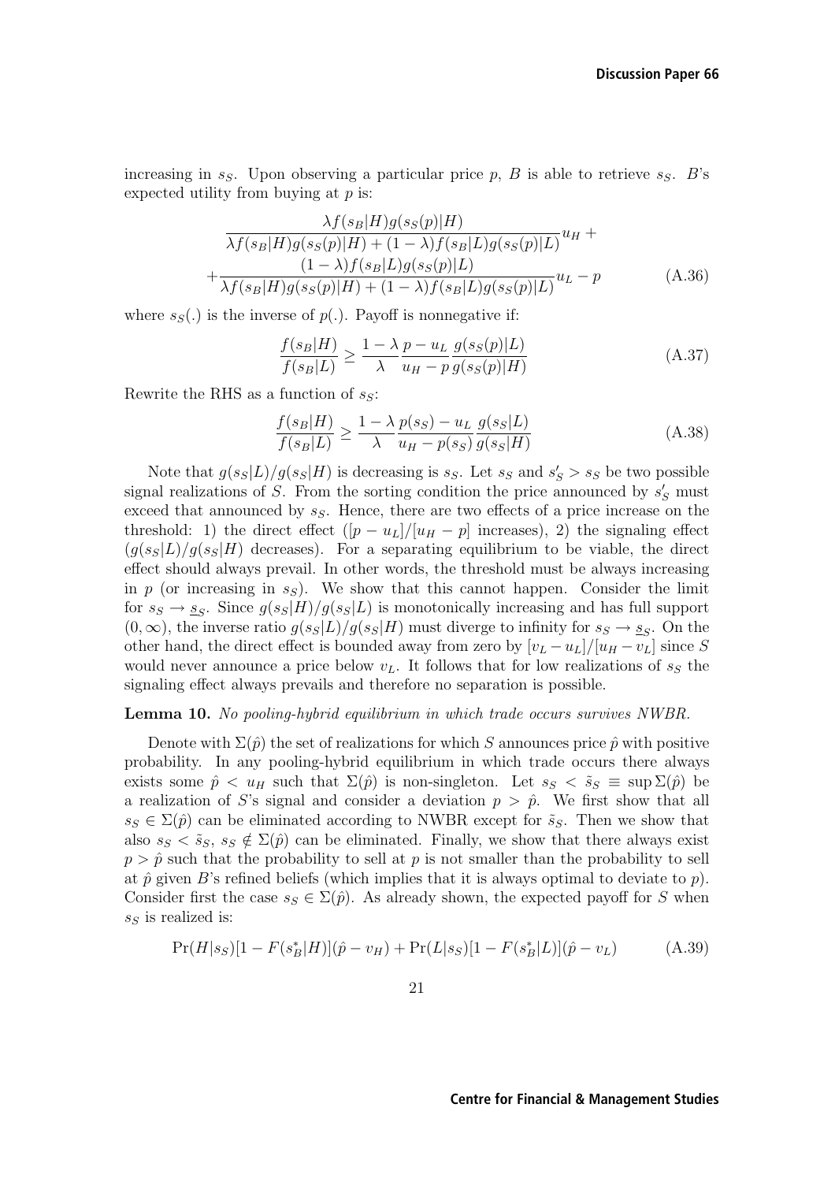increasing in $s_S$. Upon observing a particular price $p$, $B$ is able to retrieve $s_S$. $B$'s expected utility from buying at $p$ is:

$$\frac{\lambda f(s_B|H)g(s_S(p)|H)}{\lambda f(s_B|H)g(s_S(p)|H)+(1-\lambda)f(s_B|L)g(s_S(p)|L)}u_H + \\ +\frac{(1-\lambda)f(s_B|L)g(s_S(p)|L)}{\lambda f(s_B|H)g(s_S(p)|H)+(1-\lambda)f(s_B|L)g(s_S(p)|L)}u_L - p \tag{A.36}$$

where $s_S(.)$ is the inverse of $p(.)$. Payoff is nonnegative if:

$$\frac{f(s_B|H)}{f(s_B|L)} \geq \frac{1-\lambda}{\lambda}\frac{p-u_L}{u_H-p}\frac{g(s_S(p)|L)}{g(s_S(p)|H)} \tag{A.37}$$

Rewrite the RHS as a function of $s_S$:

$$\frac{f(s_B|H)}{f(s_B|L)} \geq \frac{1-\lambda}{\lambda}\frac{p(s_S)-u_L}{u_H-p(s_S)}\frac{g(s_S|L)}{g(s_S|H)} \tag{A.38}$$

Note that $g(s_S|L)/g(s_S|H)$ is decreasing is $s_S$. Let $s_S$ and $s'_S > s_S$ be two possible signal realizations of $S$. From the sorting condition the price announced by $s'_S$ must exceed that announced by $s_S$. Hence, there are two effects of a price increase on the threshold: 1) the direct effect ($[p-u_L]/[u_H-p]$ increases), 2) the signaling effect ($g(s_S|L)/g(s_S|H)$ decreases). For a separating equilibrium to be viable, the direct effect should always prevail. In other words, the threshold must be always increasing in $p$ (or increasing in $s_S$). We show that this cannot happen. Consider the limit for $s_S \to \underline{s}_S$. Since $g(s_S|H)/g(s_S|L)$ is monotonically increasing and has full support $(0,\infty)$, the inverse ratio $g(s_S|L)/g(s_S|H)$ must diverge to infinity for $s_S \to \underline{s}_S$. On the other hand, the direct effect is bounded away from zero by $[v_L-u_L]/[u_H-v_L]$ since $S$ would never announce a price below $v_L$. It follows that for low realizations of $s_S$ the signaling effect always prevails and therefore no separation is possible.

**Lemma 10.** *No pooling-hybrid equilibrium in which trade occurs survives NWBR.*

Denote with $\Sigma(\hat{p})$ the set of realizations for which $S$ announces price $\hat{p}$ with positive probability. In any pooling-hybrid equilibrium in which trade occurs there always exists some $\hat{p} < u_H$ such that $\Sigma(\hat{p})$ is non-singleton. Let $s_S < \tilde{s}_S \equiv \sup\Sigma(\hat{p})$ be a realization of $S$'s signal and consider a deviation $p > \hat{p}$. We first show that all $s_S \in \Sigma(\hat{p})$ can be eliminated according to NWBR except for $\tilde{s}_S$. Then we show that also $s_S < \tilde{s}_S$, $s_S \notin \Sigma(\hat{p})$ can be eliminated. Finally, we show that there always exist $p > \hat{p}$ such that the probability to sell at $p$ is not smaller than the probability to sell at $\hat{p}$ given $B$'s refined beliefs (which implies that it is always optimal to deviate to $p$). Consider first the case $s_S \in \Sigma(\hat{p})$. As already shown, the expected payoff for $S$ when $s_S$ is realized is:

$$\Pr(H|s_S)[1-F(s_B^*|H)](\hat{p}-v_H) + \Pr(L|s_S)[1-F(s_B^*|L)](\hat{p}-v_L) \tag{A.39}$$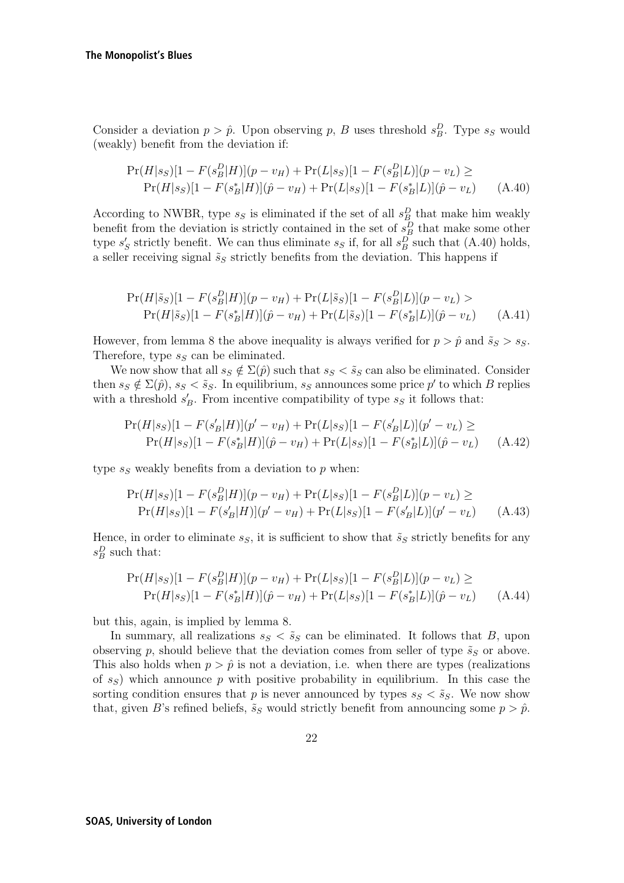Consider a deviation $p > \hat{p}$. Upon observing $p$, $B$ uses threshold $s_B^D$. Type $s_S$ would (weakly) benefit from the deviation if:

$$\begin{aligned}\Pr(H|s_S)[1 - F(s_B^D|H)](p - v_H) + \Pr(L|s_S)[1 - F(s_B^D|L)](p - v_L) \geq \\ \Pr(H|s_S)[1 - F(s_B^*|H)](\hat{p} - v_H) + \Pr(L|s_S)[1 - F(s_B^*|L)](\hat{p} - v_L)\end{aligned} \tag{A.40}$$

According to NWBR, type $s_S$ is eliminated if the set of all $s_B^D$ that make him weakly benefit from the deviation is strictly contained in the set of $s_B^D$ that make some other type $s'_S$ strictly benefit. We can thus eliminate $s_S$ if, for all $s_B^D$ such that (A.40) holds, a seller receiving signal $\tilde{s}_S$ strictly benefits from the deviation. This happens if

$$\begin{aligned}\Pr(H|\tilde{s}_S)[1 - F(s_B^D|H)](p - v_H) + \Pr(L|\tilde{s}_S)[1 - F(s_B^D|L)](p - v_L) > \\ \Pr(H|\tilde{s}_S)[1 - F(s_B^*|H)](\hat{p} - v_H) + \Pr(L|\tilde{s}_S)[1 - F(s_B^*|L)](\hat{p} - v_L)\end{aligned} \tag{A.41}$$

However, from lemma 8 the above inequality is always verified for $p > \hat{p}$ and $\tilde{s}_S > s_S$. Therefore, type $s_S$ can be eliminated.

We now show that all $s_S \notin \Sigma(\hat{p})$ such that $s_S < \tilde{s}_S$ can also be eliminated. Consider then $s_S \notin \Sigma(\hat{p})$, $s_S < \tilde{s}_S$. In equilibrium, $s_S$ announces some price $p'$ to which $B$ replies with a threshold $s'_B$. From incentive compatibility of type $s_S$ it follows that:

$$\begin{aligned}\Pr(H|s_S)[1 - F(s'_B|H)](p' - v_H) + \Pr(L|s_S)[1 - F(s'_B|L)](p' - v_L) \geq \\ \Pr(H|s_S)[1 - F(s_B^*|H)](\hat{p} - v_H) + \Pr(L|s_S)[1 - F(s_B^*|L)](\hat{p} - v_L)\end{aligned} \tag{A.42}$$

type $s_S$ weakly benefits from a deviation to $p$ when:

$$\begin{aligned}\Pr(H|s_S)[1 - F(s_B^D|H)](p - v_H) + \Pr(L|s_S)[1 - F(s_B^D|L)](p - v_L) \geq \\ \Pr(H|s_S)[1 - F(s'_B|H)](p' - v_H) + \Pr(L|s_S)[1 - F(s'_B|L)](p' - v_L)\end{aligned} \tag{A.43}$$

Hence, in order to eliminate $s_S$, it is sufficient to show that $\tilde{s}_S$ strictly benefits for any $s_B^D$ such that:

$$\begin{aligned}\Pr(H|s_S)[1 - F(s_B^D|H)](p - v_H) + \Pr(L|s_S)[1 - F(s_B^D|L)](p - v_L) \geq \\ \Pr(H|s_S)[1 - F(s_B^*|H)](\hat{p} - v_H) + \Pr(L|s_S)[1 - F(s_B^*|L)](\hat{p} - v_L)\end{aligned} \tag{A.44}$$

but this, again, is implied by lemma 8.

In summary, all realizations $s_S < \tilde{s}_S$ can be eliminated. It follows that $B$, upon observing $p$, should believe that the deviation comes from seller of type $\tilde{s}_S$ or above. This also holds when $p > \hat{p}$ is not a deviation, i.e. when there are types (realizations of $s_S$) which announce $p$ with positive probability in equilibrium. In this case the sorting condition ensures that $p$ is never announced by types $s_S < \tilde{s}_S$. We now show that, given $B$'s refined beliefs, $\tilde{s}_S$ would strictly benefit from announcing some $p > \hat{p}$.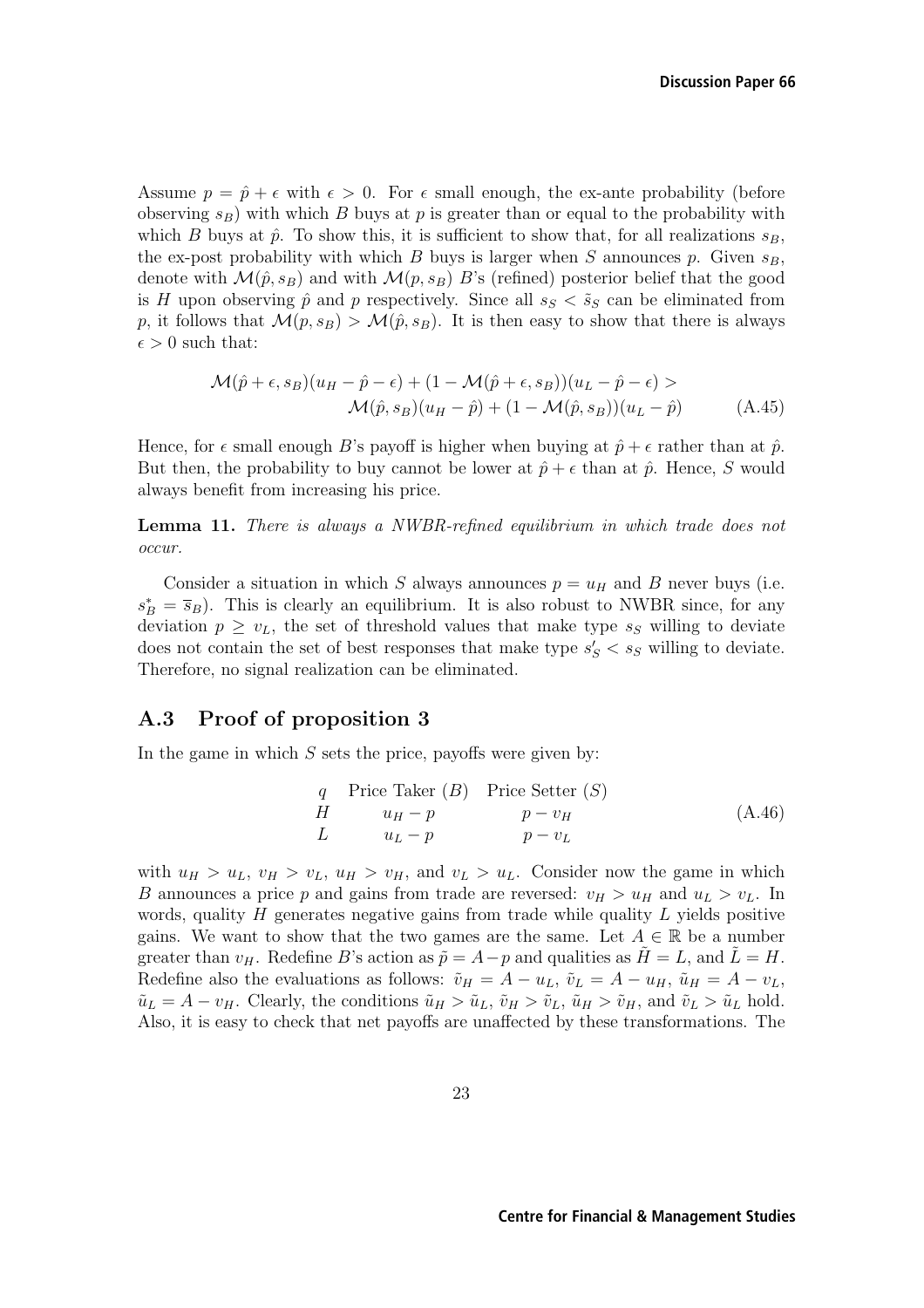Assume $p = \hat{p} + \epsilon$ with $\epsilon > 0$. For $\epsilon$ small enough, the ex-ante probability (before observing $s_B$) with which $B$ buys at $p$ is greater than or equal to the probability with which $B$ buys at $\hat{p}$. To show this, it is sufficient to show that, for all realizations $s_B$, the ex-post probability with which $B$ buys is larger when $S$ announces $p$. Given $s_B$, denote with $\mathcal{M}(\hat{p}, s_B)$ and with $\mathcal{M}(p, s_B)$ $B$'s (refined) posterior belief that the good is $H$ upon observing $\hat{p}$ and $p$ respectively. Since all $s_S < \tilde{s}_S$ can be eliminated from $p$, it follows that $\mathcal{M}(p, s_B) > \mathcal{M}(\hat{p}, s_B)$. It is then easy to show that there is always $\epsilon > 0$ such that:

$$\mathcal{M}(\hat{p}+\epsilon, s_B)(u_H - \hat{p} - \epsilon) + (1 - \mathcal{M}(\hat{p}+\epsilon, s_B))(u_L - \hat{p} - \epsilon) > \mathcal{M}(\hat{p}, s_B)(u_H - \hat{p}) + (1 - \mathcal{M}(\hat{p}, s_B))(u_L - \hat{p}) \tag{A.45}$$

Hence, for $\epsilon$ small enough $B$'s payoff is higher when buying at $\hat{p} + \epsilon$ rather than at $\hat{p}$. But then, the probability to buy cannot be lower at $\hat{p} + \epsilon$ than at $\hat{p}$. Hence, $S$ would always benefit from increasing his price.

**Lemma 11.** *There is always a NWBR-refined equilibrium in which trade does not occur.*

Consider a situation in which $S$ always announces $p = u_H$ and $B$ never buys (i.e. $s_B^* = \overline{s}_B$). This is clearly an equilibrium. It is also robust to NWBR since, for any deviation $p \geq v_L$, the set of threshold values that make type $s_S$ willing to deviate does not contain the set of best responses that make type $s'_S < s_S$ willing to deviate. Therefore, no signal realization can be eliminated.

## A.3 Proof of proposition 3

In the game in which $S$ sets the price, payoffs were given by:

| $q$ | Price Taker ($B$) | Price Setter ($S$) |
|---|---|---|
| $H$ | $u_H - p$ | $p - v_H$ |
| $L$ | $u_L - p$ | $p - v_L$ |

(A.46)

with $u_H > u_L$, $v_H > v_L$, $u_H > v_H$, and $v_L > u_L$. Consider now the game in which $B$ announces a price $p$ and gains from trade are reversed: $v_H > u_H$ and $u_L > v_L$. In words, quality $H$ generates negative gains from trade while quality $L$ yields positive gains. We want to show that the two games are the same. Let $A \in \mathbb{R}$ be a number greater than $v_H$. Redefine $B$'s action as $\tilde{p} = A - p$ and qualities as $\tilde{H} = L$, and $\tilde{L} = H$. Redefine also the evaluations as follows: $\tilde{v}_H = A - u_L$, $\tilde{v}_L = A - u_H$, $\tilde{u}_H = A - v_L$, $\tilde{u}_L = A - v_H$. Clearly, the conditions $\tilde{u}_H > \tilde{u}_L$, $\tilde{v}_H > \tilde{v}_L$, $\tilde{u}_H > \tilde{v}_H$, and $\tilde{v}_L > \tilde{u}_L$ hold. Also, it is easy to check that net payoffs are unaffected by these transformations. The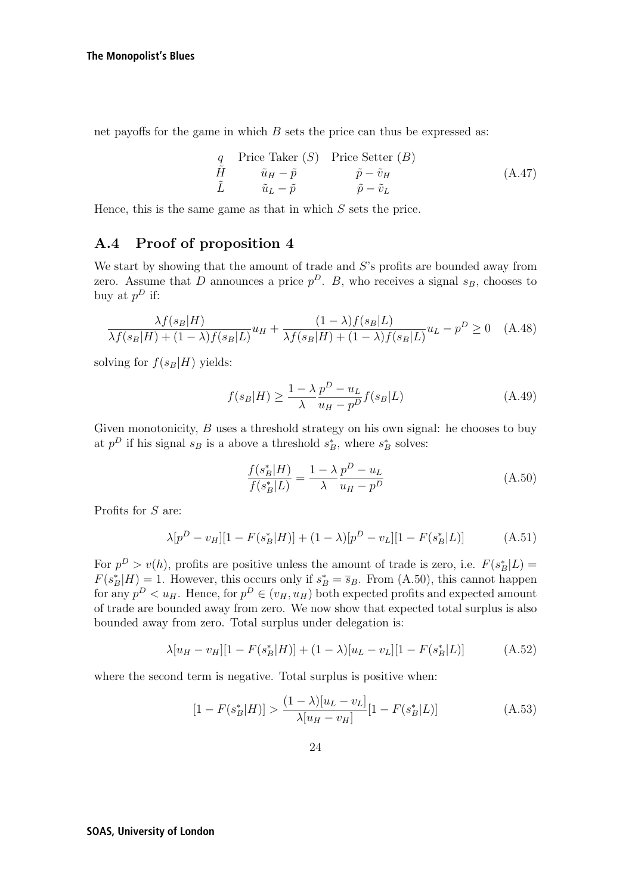net payoffs for the game in which $B$ sets the price can thus be expressed as:

$$\begin{array}{ccc} q & \text{Price Taker } (S) & \text{Price Setter } (B) \\ \tilde{H} & \tilde{u}_H - \tilde{p} & \tilde{p} - \tilde{v}_H \\ \tilde{L} & \tilde{u}_L - \tilde{p} & \tilde{p} - \tilde{v}_L \end{array} \tag{A.47}$$

Hence, this is the same game as that in which $S$ sets the price.

## A.4 Proof of proposition 4

We start by showing that the amount of trade and $S$'s profits are bounded away from zero. Assume that $D$ announces a price $p^D$. $B$, who receives a signal $s_B$, chooses to buy at $p^D$ if:

$$\frac{\lambda f(s_B|H)}{\lambda f(s_B|H) + (1-\lambda) f(s_B|L)} u_H + \frac{(1-\lambda) f(s_B|L)}{\lambda f(s_B|H) + (1-\lambda) f(s_B|L)} u_L - p^D \geq 0 \tag{A.48}$$

solving for $f(s_B|H)$ yields:

$$f(s_B|H) \geq \frac{1-\lambda}{\lambda} \frac{p^D - u_L}{u_H - p^D} f(s_B|L) \tag{A.49}$$

Given monotonicity, $B$ uses a threshold strategy on his own signal: he chooses to buy at $p^D$ if his signal $s_B$ is a above a threshold $s_B^*$, where $s_B^*$ solves:

$$\frac{f(s_B^*|H)}{f(s_B^*|L)} = \frac{1-\lambda}{\lambda} \frac{p^D - u_L}{u_H - p^D} \tag{A.50}$$

Profits for $S$ are:

$$\lambda [p^D - v_H][1 - F(s_B^*|H)] + (1-\lambda)[p^D - v_L][1 - F(s_B^*|L)] \tag{A.51}$$

For $p^D > v(h)$, profits are positive unless the amount of trade is zero, i.e. $F(s_B^*|L) = F(s_B^*|H) = 1$. However, this occurs only if $s_B^* = \bar{s}_B$. From (A.50), this cannot happen for any $p^D < u_H$. Hence, for $p^D \in (v_H, u_H)$ both expected profits and expected amount of trade are bounded away from zero. We now show that expected total surplus is also bounded away from zero. Total surplus under delegation is:

$$\lambda [u_H - v_H][1 - F(s_B^*|H)] + (1-\lambda)[u_L - v_L][1 - F(s_B^*|L)] \tag{A.52}$$

where the second term is negative. Total surplus is positive when:

$$[1 - F(s_B^*|H)] > \frac{(1-\lambda)[u_L - v_L]}{\lambda [u_H - v_H]} [1 - F(s_B^*|L)] \tag{A.53}$$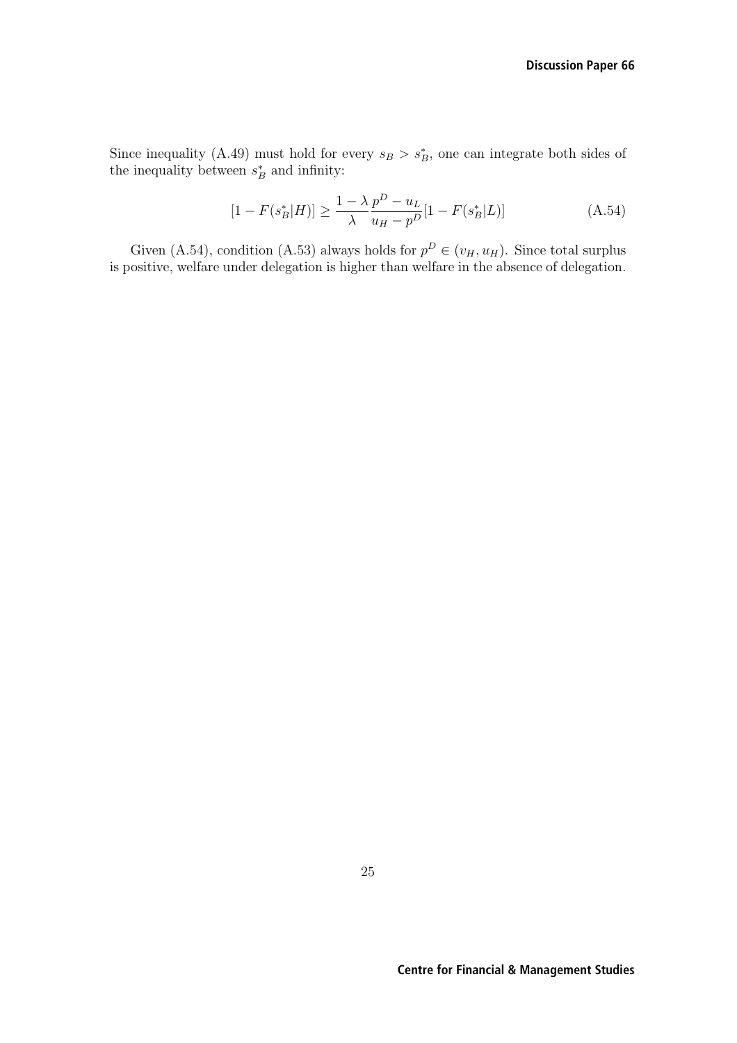Since inequality (A.49) must hold for every $s_B > s_B^*$, one can integrate both sides of the inequality between $s_B^*$ and infinity:

$$[1 - F(s_B^*|H)] \geq \frac{1-\lambda}{\lambda} \frac{p^D - u_L}{u_H - p^D} [1 - F(s_B^*|L)] \tag{A.54}$$

Given (A.54), condition (A.53) always holds for $p^D \in (v_H, u_H)$. Since total surplus is positive, welfare under delegation is higher than welfare in the absence of delegation.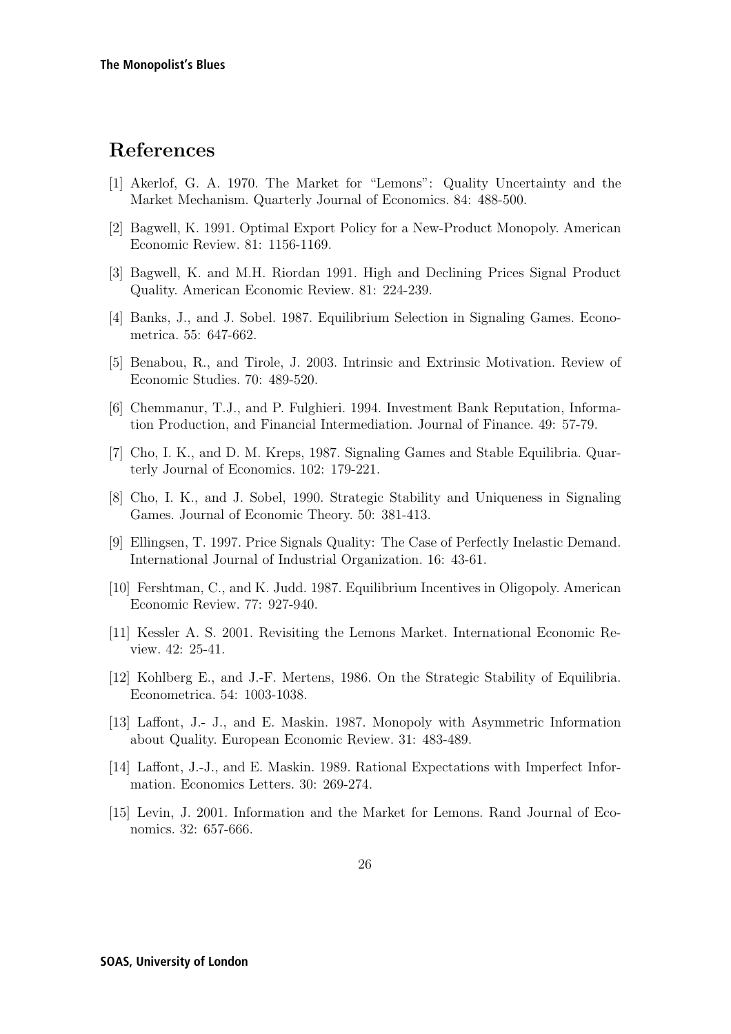## References

[1] Akerlof, G. A. 1970. The Market for "Lemons": Quality Uncertainty and the Market Mechanism. Quarterly Journal of Economics. 84: 488-500.

[2] Bagwell, K. 1991. Optimal Export Policy for a New-Product Monopoly. American Economic Review. 81: 1156-1169.

[3] Bagwell, K. and M.H. Riordan 1991. High and Declining Prices Signal Product Quality. American Economic Review. 81: 224-239.

[4] Banks, J., and J. Sobel. 1987. Equilibrium Selection in Signaling Games. Econometrica. 55: 647-662.

[5] Benabou, R., and Tirole, J. 2003. Intrinsic and Extrinsic Motivation. Review of Economic Studies. 70: 489-520.

[6] Chemmanur, T.J., and P. Fulghieri. 1994. Investment Bank Reputation, Information Production, and Financial Intermediation. Journal of Finance. 49: 57-79.

[7] Cho, I. K., and D. M. Kreps, 1987. Signaling Games and Stable Equilibria. Quarterly Journal of Economics. 102: 179-221.

[8] Cho, I. K., and J. Sobel, 1990. Strategic Stability and Uniqueness in Signaling Games. Journal of Economic Theory. 50: 381-413.

[9] Ellingsen, T. 1997. Price Signals Quality: The Case of Perfectly Inelastic Demand. International Journal of Industrial Organization. 16: 43-61.

[10] Fershtman, C., and K. Judd. 1987. Equilibrium Incentives in Oligopoly. American Economic Review. 77: 927-940.

[11] Kessler A. S. 2001. Revisiting the Lemons Market. International Economic Review. 42: 25-41.

[12] Kohlberg E., and J.-F. Mertens, 1986. On the Strategic Stability of Equilibria. Econometrica. 54: 1003-1038.

[13] Laffont, J.- J., and E. Maskin. 1987. Monopoly with Asymmetric Information about Quality. European Economic Review. 31: 483-489.

[14] Laffont, J.-J., and E. Maskin. 1989. Rational Expectations with Imperfect Information. Economics Letters. 30: 269-274.

[15] Levin, J. 2001. Information and the Market for Lemons. Rand Journal of Economics. 32: 657-666.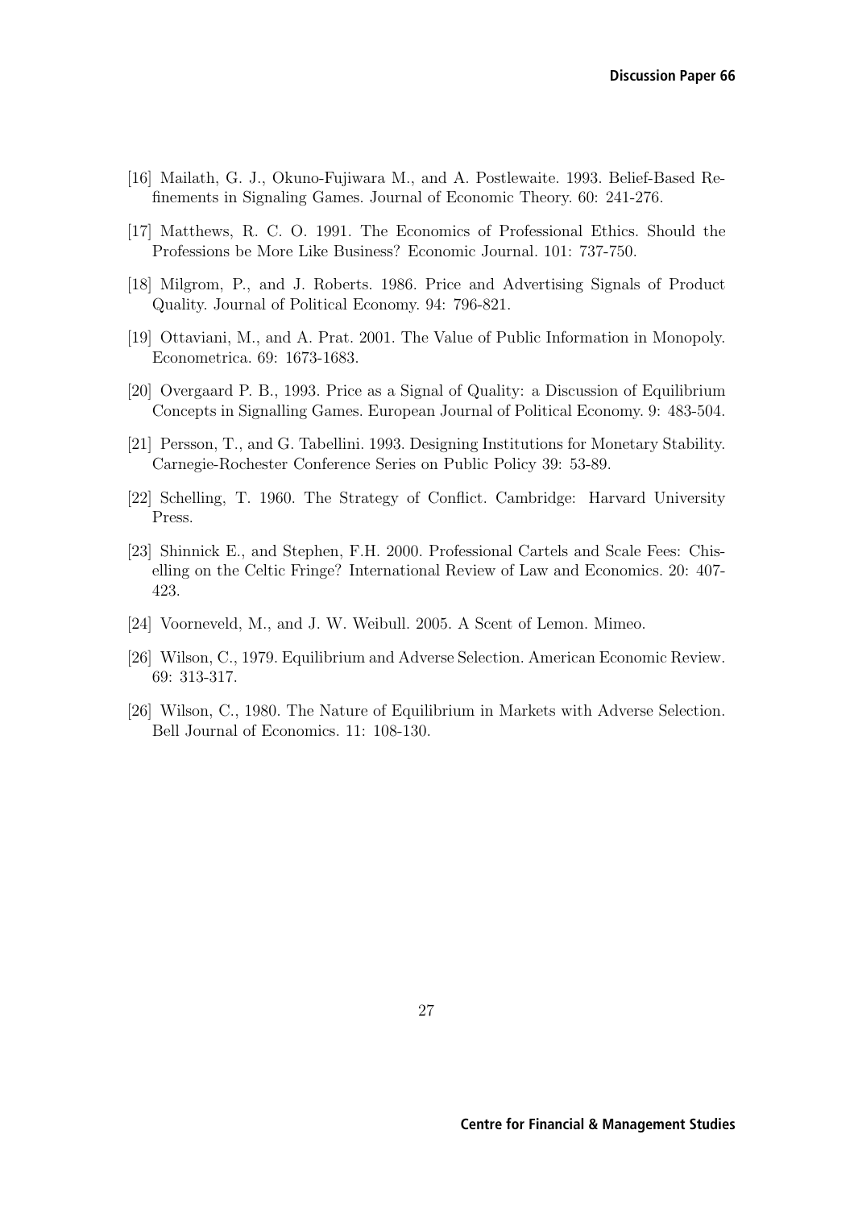[16] Mailath, G. J., Okuno-Fujiwara M., and A. Postlewaite. 1993. Belief-Based Refinements in Signaling Games. Journal of Economic Theory. 60: 241-276.

[17] Matthews, R. C. O. 1991. The Economics of Professional Ethics. Should the Professions be More Like Business? Economic Journal. 101: 737-750.

[18] Milgrom, P., and J. Roberts. 1986. Price and Advertising Signals of Product Quality. Journal of Political Economy. 94: 796-821.

[19] Ottaviani, M., and A. Prat. 2001. The Value of Public Information in Monopoly. Econometrica. 69: 1673-1683.

[20] Overgaard P. B., 1993. Price as a Signal of Quality: a Discussion of Equilibrium Concepts in Signalling Games. European Journal of Political Economy. 9: 483-504.

[21] Persson, T., and G. Tabellini. 1993. Designing Institutions for Monetary Stability. Carnegie-Rochester Conference Series on Public Policy 39: 53-89.

[22] Schelling, T. 1960. The Strategy of Conflict. Cambridge: Harvard University Press.

[23] Shinnick E., and Stephen, F.H. 2000. Professional Cartels and Scale Fees: Chiselling on the Celtic Fringe? International Review of Law and Economics. 20: 407-423.

[24] Voorneveld, M., and J. W. Weibull. 2005. A Scent of Lemon. Mimeo.

[26] Wilson, C., 1979. Equilibrium and Adverse Selection. American Economic Review. 69: 313-317.

[26] Wilson, C., 1980. The Nature of Equilibrium in Markets with Adverse Selection. Bell Journal of Economics. 11: 108-130.